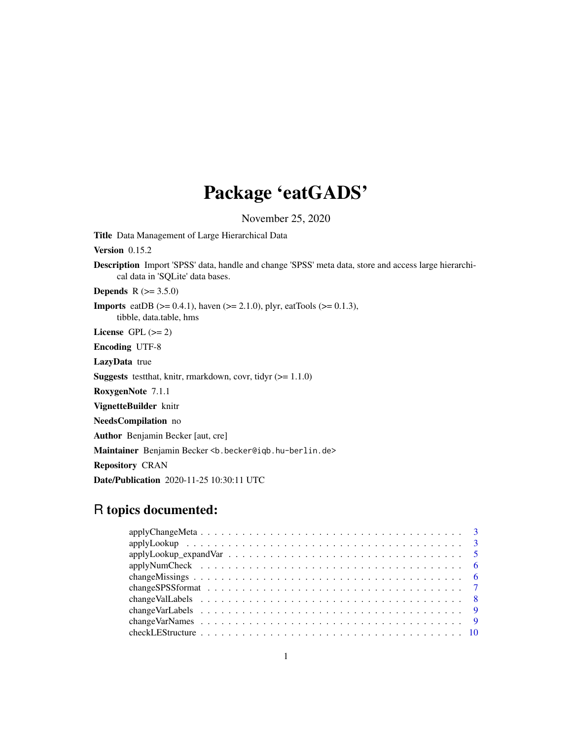# Package 'eatGADS'

November 25, 2020

**Title** Data Management of Large Hierarchical Data

**Version** 0.15.2

**Description** Import 'SPSS' data, handle and change 'SPSS' meta data, store and access large hierarchical data in 'SQLite' data bases.

**Depends** R (>= 3.5.0)

**Imports** eatDB (>= 0.4.1), haven (>= 2.1.0), plyr, eatTools (>= 0.1.3), tibble, data.table, hms

**License** GPL (>= 2)

**Encoding** UTF-8

**LazyData** true

**Suggests** testthat, knitr, rmarkdown, covr, tidyr (>= 1.1.0)

**RoxygenNote** 7.1.1

**VignetteBuilder** knitr

**NeedsCompilation** no

**Author** Benjamin Becker [aut, cre]

**Maintainer** Benjamin Becker <b.becker@iqb.hu-berlin.de>

**Repository** CRAN

**Date/Publication** 2020-11-25 10:30:11 UTC

## R topics documented:

applyChangeMeta . . . . . . . . . . . . . . . . . . . . . . . . . . . . . . . . . . . . . . 3
applyLookup . . . . . . . . . . . . . . . . . . . . . . . . . . . . . . . . . . . . . . 3
applyLookup_expandVar . . . . . . . . . . . . . . . . . . . . . . . . . . . . . . . . . . 5
applyNumCheck . . . . . . . . . . . . . . . . . . . . . . . . . . . . . . . . . . . . . . 6
changeMissings . . . . . . . . . . . . . . . . . . . . . . . . . . . . . . . . . . . . . . 6
changeSPSSformat . . . . . . . . . . . . . . . . . . . . . . . . . . . . . . . . . . . . . 7
changeValLabels . . . . . . . . . . . . . . . . . . . . . . . . . . . . . . . . . . . . . 8
changeVarLabels . . . . . . . . . . . . . . . . . . . . . . . . . . . . . . . . . . . . . 9
changeVarNames . . . . . . . . . . . . . . . . . . . . . . . . . . . . . . . . . . . . . 9
checkLEStructure . . . . . . . . . . . . . . . . . . . . . . . . . . . . . . . . . . . . . 10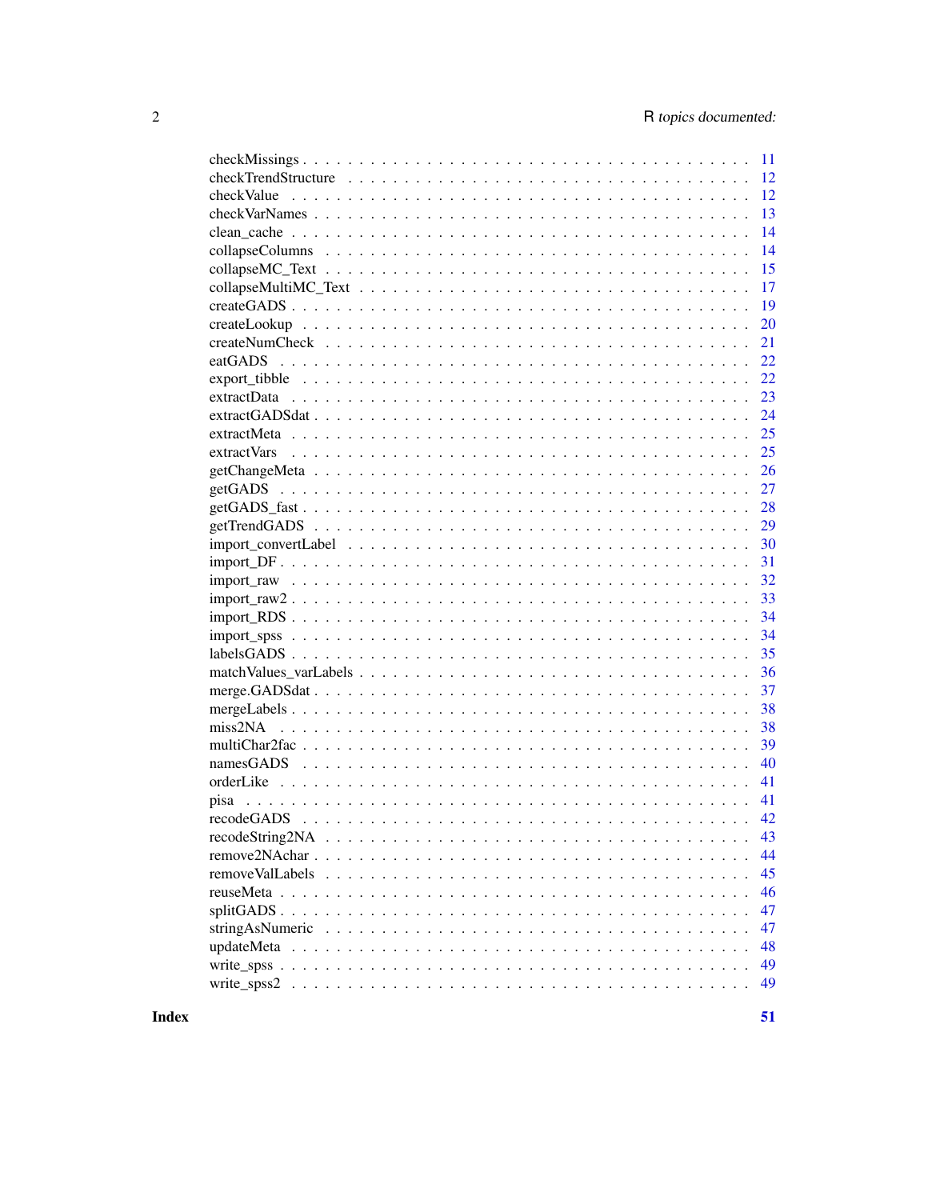checkMissings . . . . . . . . . . . . . . . . . . . . . . . . . . . . . . . . . . . . . . . . 11
checkTrendStructure . . . . . . . . . . . . . . . . . . . . . . . . . . . . . . . . . . . . 12
checkValue . . . . . . . . . . . . . . . . . . . . . . . . . . . . . . . . . . . . . . . . . 12
checkVarNames . . . . . . . . . . . . . . . . . . . . . . . . . . . . . . . . . . . . . . . 13
clean_cache . . . . . . . . . . . . . . . . . . . . . . . . . . . . . . . . . . . . . . . . 14
collapseColumns . . . . . . . . . . . . . . . . . . . . . . . . . . . . . . . . . . . . . . 14
collapseMC_Text . . . . . . . . . . . . . . . . . . . . . . . . . . . . . . . . . . . . . . 15
collapseMultiMC_Text . . . . . . . . . . . . . . . . . . . . . . . . . . . . . . . . . . . 17
createGADS . . . . . . . . . . . . . . . . . . . . . . . . . . . . . . . . . . . . . . . . . 19
createLookup . . . . . . . . . . . . . . . . . . . . . . . . . . . . . . . . . . . . . . . . 20
createNumCheck . . . . . . . . . . . . . . . . . . . . . . . . . . . . . . . . . . . . . . 21
eatGADS . . . . . . . . . . . . . . . . . . . . . . . . . . . . . . . . . . . . . . . . . . 22
export_tibble . . . . . . . . . . . . . . . . . . . . . . . . . . . . . . . . . . . . . . . . 22
extractData . . . . . . . . . . . . . . . . . . . . . . . . . . . . . . . . . . . . . . . . . 23
extractGADSdat . . . . . . . . . . . . . . . . . . . . . . . . . . . . . . . . . . . . . . . 24
extractMeta . . . . . . . . . . . . . . . . . . . . . . . . . . . . . . . . . . . . . . . . . 25
extractVars . . . . . . . . . . . . . . . . . . . . . . . . . . . . . . . . . . . . . . . . . 25
getChangeMeta . . . . . . . . . . . . . . . . . . . . . . . . . . . . . . . . . . . . . . . 26
getGADS . . . . . . . . . . . . . . . . . . . . . . . . . . . . . . . . . . . . . . . . . . 27
getGADS_fast . . . . . . . . . . . . . . . . . . . . . . . . . . . . . . . . . . . . . . . . 28
getTrendGADS . . . . . . . . . . . . . . . . . . . . . . . . . . . . . . . . . . . . . . . 29
import_convertLabel . . . . . . . . . . . . . . . . . . . . . . . . . . . . . . . . . . . . 30
import_DF . . . . . . . . . . . . . . . . . . . . . . . . . . . . . . . . . . . . . . . . . 31
import_raw . . . . . . . . . . . . . . . . . . . . . . . . . . . . . . . . . . . . . . . . . 32
import_raw2 . . . . . . . . . . . . . . . . . . . . . . . . . . . . . . . . . . . . . . . . . 33
import_RDS . . . . . . . . . . . . . . . . . . . . . . . . . . . . . . . . . . . . . . . . . 34
import_spss . . . . . . . . . . . . . . . . . . . . . . . . . . . . . . . . . . . . . . . . . 34
labelsGADS . . . . . . . . . . . . . . . . . . . . . . . . . . . . . . . . . . . . . . . . . 35
matchValues_varLabels . . . . . . . . . . . . . . . . . . . . . . . . . . . . . . . . . . . 36
merge.GADSdat . . . . . . . . . . . . . . . . . . . . . . . . . . . . . . . . . . . . . . . 37
mergeLabels . . . . . . . . . . . . . . . . . . . . . . . . . . . . . . . . . . . . . . . . . 38
miss2NA . . . . . . . . . . . . . . . . . . . . . . . . . . . . . . . . . . . . . . . . . . . 38
multiChar2fac . . . . . . . . . . . . . . . . . . . . . . . . . . . . . . . . . . . . . . . . 39
namesGADS . . . . . . . . . . . . . . . . . . . . . . . . . . . . . . . . . . . . . . . . . 40
orderLike . . . . . . . . . . . . . . . . . . . . . . . . . . . . . . . . . . . . . . . . . . 41
pisa . . . . . . . . . . . . . . . . . . . . . . . . . . . . . . . . . . . . . . . . . . . . . 41
recodeGADS . . . . . . . . . . . . . . . . . . . . . . . . . . . . . . . . . . . . . . . . . 42
recodeString2NA . . . . . . . . . . . . . . . . . . . . . . . . . . . . . . . . . . . . . . . 43
remove2NAchar . . . . . . . . . . . . . . . . . . . . . . . . . . . . . . . . . . . . . . . . 44
removeValLabels . . . . . . . . . . . . . . . . . . . . . . . . . . . . . . . . . . . . . . . 45
reuseMeta . . . . . . . . . . . . . . . . . . . . . . . . . . . . . . . . . . . . . . . . . . 46
splitGADS . . . . . . . . . . . . . . . . . . . . . . . . . . . . . . . . . . . . . . . . . . 47
stringAsNumeric . . . . . . . . . . . . . . . . . . . . . . . . . . . . . . . . . . . . . . . 47
updateMeta . . . . . . . . . . . . . . . . . . . . . . . . . . . . . . . . . . . . . . . . . . 48
write_spss . . . . . . . . . . . . . . . . . . . . . . . . . . . . . . . . . . . . . . . . . . 49
write_spss2 . . . . . . . . . . . . . . . . . . . . . . . . . . . . . . . . . . . . . . . . . 49

**Index** **51**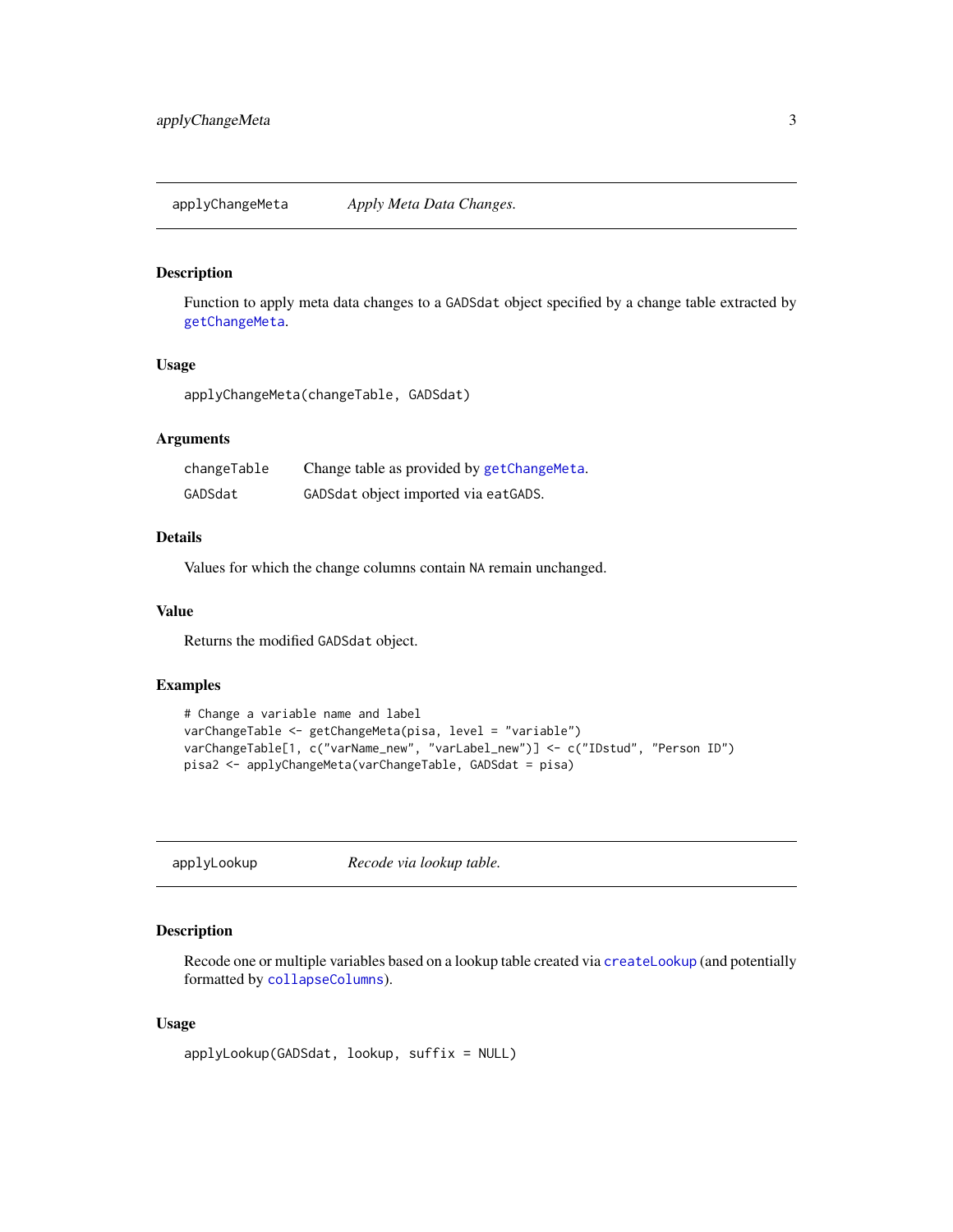## applyChangeMeta — *Apply Meta Data Changes.*

### Description

Function to apply meta data changes to a `GADSdat` object specified by a change table extracted by `getChangeMeta`.

### Usage

```
applyChangeMeta(changeTable, GADSdat)
```

### Arguments

| | |
|---|---|
| `changeTable` | Change table as provided by `getChangeMeta`. |
| `GADSdat` | `GADSdat` object imported via `eatGADS`. |

### Details

Values for which the change columns contain `NA` remain unchanged.

### Value

Returns the modified `GADSdat` object.

### Examples

```
# Change a variable name and label
varChangeTable <- getChangeMeta(pisa, level = "variable")
varChangeTable[1, c("varName_new", "varLabel_new")] <- c("IDstud", "Person ID")
pisa2 <- applyChangeMeta(varChangeTable, GADSdat = pisa)
```

## applyLookup — *Recode via lookup table.*

### Description

Recode one or multiple variables based on a lookup table created via `createLookup` (and potentially formatted by `collapseColumns`).

### Usage

```
applyLookup(GADSdat, lookup, suffix = NULL)
```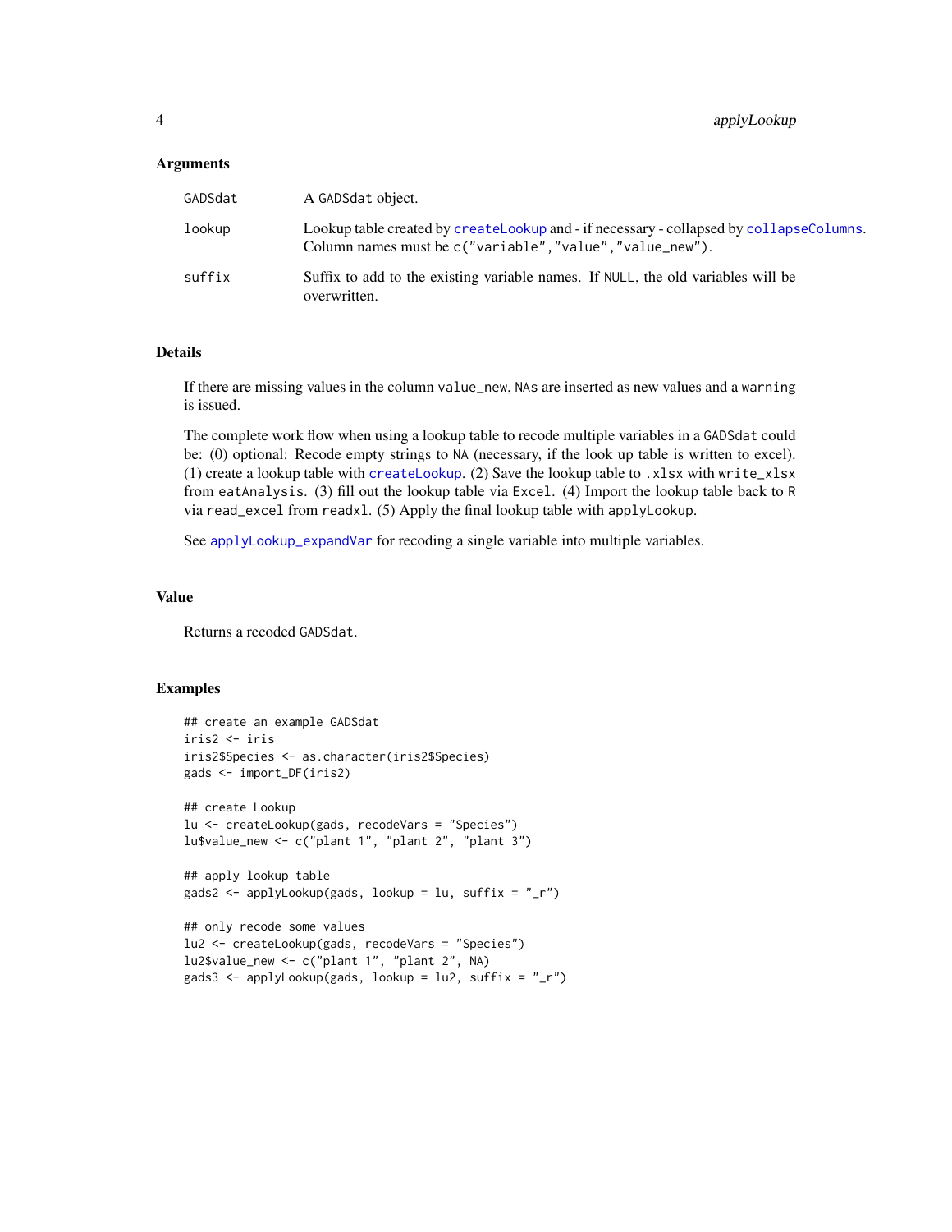### Arguments

| | |
|---|---|
| GADSdat | A `GADSdat` object. |
| lookup | Lookup table created by `createLookup` and - if necessary - collapsed by `collapseColumns`. Column names must be `c("variable","value","value_new")`. |
| suffix | Suffix to add to the existing variable names. If `NULL`, the old variables will be overwritten. |

### Details

If there are missing values in the column `value_new`, `NA`s are inserted as new values and a `warning` is issued.

The complete work flow when using a lookup table to recode multiple variables in a `GADSdat` could be: (0) optional: Recode empty strings to `NA` (necessary, if the look up table is written to excel). (1) create a lookup table with `createLookup`. (2) Save the lookup table to `.xlsx` with `write_xlsx` from `eatAnalysis`. (3) fill out the lookup table via `Excel`. (4) Import the lookup table back to `R` via `read_excel` from `readxl`. (5) Apply the final lookup table with `applyLookup`.

See `applyLookup_expandVar` for recoding a single variable into multiple variables.

### Value

Returns a recoded `GADSdat`.

### Examples

```
## create an example GADSdat
iris2 <- iris
iris2$Species <- as.character(iris2$Species)
gads <- import_DF(iris2)

## create Lookup
lu <- createLookup(gads, recodeVars = "Species")
lu$value_new <- c("plant 1", "plant 2", "plant 3")

## apply lookup table
gads2 <- applyLookup(gads, lookup = lu, suffix = "_r")

## only recode some values
lu2 <- createLookup(gads, recodeVars = "Species")
lu2$value_new <- c("plant 1", "plant 2", NA)
gads3 <- applyLookup(gads, lookup = lu2, suffix = "_r")
```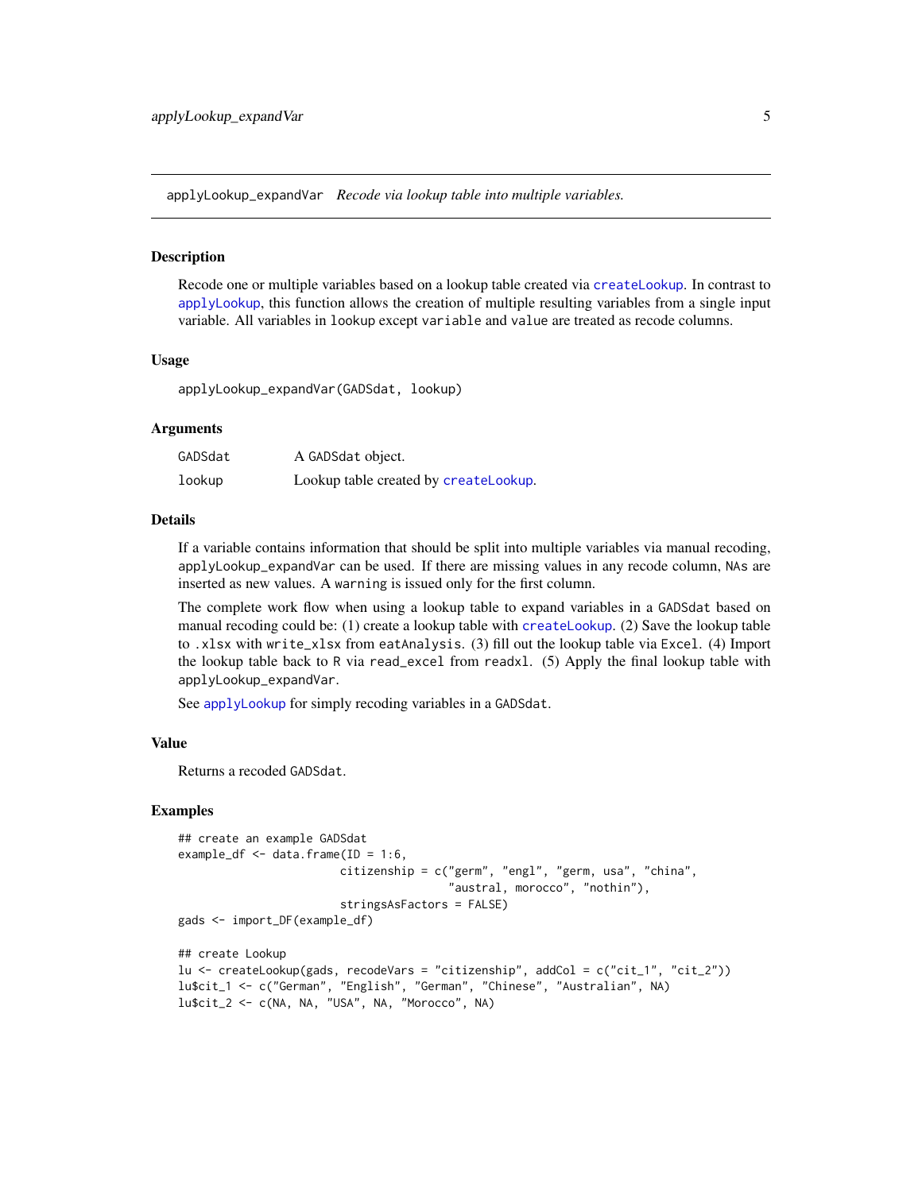## applyLookup_expandVar *Recode via lookup table into multiple variables.*

### Description

Recode one or multiple variables based on a lookup table created via `createLookup`. In contrast to `applyLookup`, this function allows the creation of multiple resulting variables from a single input variable. All variables in `lookup` except `variable` and `value` are treated as recode columns.

### Usage

```
applyLookup_expandVar(GADSdat, lookup)
```

### Arguments

| | |
|---|---|
| `GADSdat` | A `GADSdat` object. |
| `lookup` | Lookup table created by `createLookup`. |

### Details

If a variable contains information that should be split into multiple variables via manual recoding, `applyLookup_expandVar` can be used. If there are missing values in any recode column, `NA`s are inserted as new values. A `warning` is issued only for the first column.

The complete work flow when using a lookup table to expand variables in a `GADSdat` based on manual recoding could be: (1) create a lookup table with `createLookup`. (2) Save the lookup table to `.xlsx` with `write_xlsx` from `eatAnalysis`. (3) fill out the lookup table via `Excel`. (4) Import the lookup table back to `R` via `read_excel` from `readxl`. (5) Apply the final lookup table with `applyLookup_expandVar`.

See `applyLookup` for simply recoding variables in a `GADSdat`.

### Value

Returns a recoded `GADSdat`.

### Examples

```
## create an example GADSdat
example_df <- data.frame(ID = 1:6,
                        citizenship = c("germ", "engl", "germ, usa", "china",
                                        "austral, morocco", "nothin"),
                        stringsAsFactors = FALSE)
gads <- import_DF(example_df)

## create Lookup
lu <- createLookup(gads, recodeVars = "citizenship", addCol = c("cit_1", "cit_2"))
lu$cit_1 <- c("German", "English", "German", "Chinese", "Australian", NA)
lu$cit_2 <- c(NA, NA, "USA", NA, "Morocco", NA)
```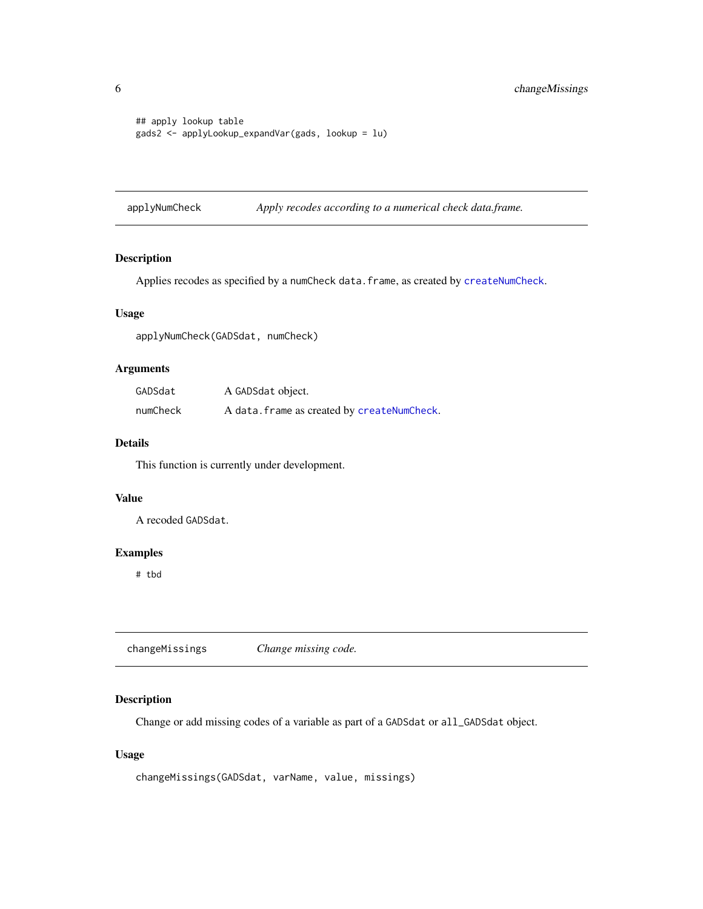```
## apply lookup table
gads2 <- applyLookup_expandVar(gads, lookup = lu)
```

## applyNumCheck — *Apply recodes according to a numerical check data.frame.*

### Description

Applies recodes as specified by a numCheck data.frame, as created by createNumCheck.

### Usage

```
applyNumCheck(GADSdat, numCheck)
```

### Arguments

| | |
|---|---|
| GADSdat | A GADSdat object. |
| numCheck | A data.frame as created by createNumCheck. |

### Details

This function is currently under development.

### Value

A recoded GADSdat.

### Examples

```
# tbd
```

## changeMissings — *Change missing code.*

### Description

Change or add missing codes of a variable as part of a GADSdat or all_GADSdat object.

### Usage

```
changeMissings(GADSdat, varName, value, missings)
```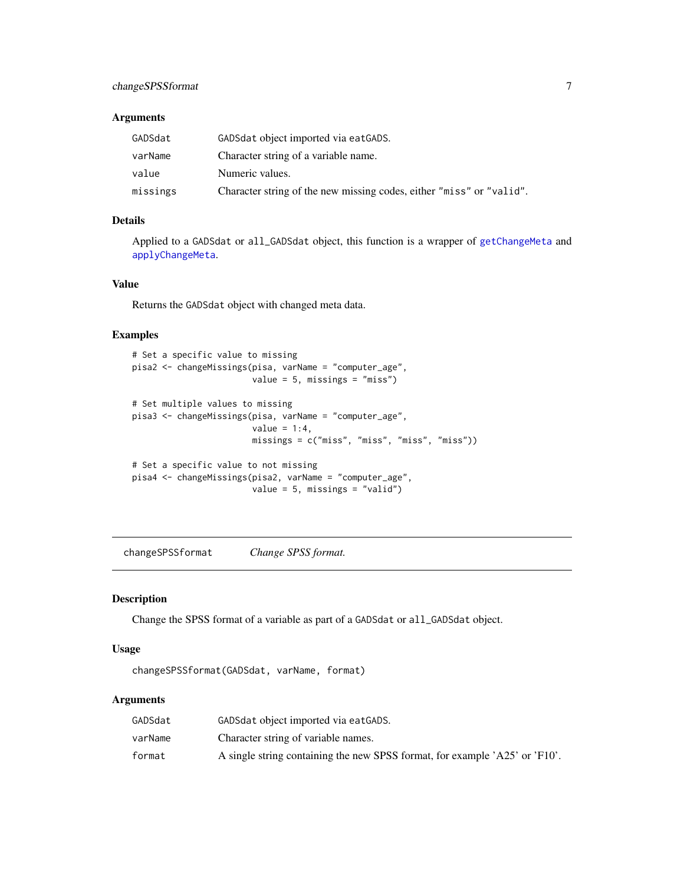### Arguments

| | |
|---|---|
| GADSdat | GADSdat object imported via eatGADS. |
| varName | Character string of a variable name. |
| value | Numeric values. |
| missings | Character string of the new missing codes, either "miss" or "valid". |

### Details

Applied to a GADSdat or all_GADSdat object, this function is a wrapper of getChangeMeta and applyChangeMeta.

### Value

Returns the GADSdat object with changed meta data.

### Examples

```
# Set a specific value to missing
pisa2 <- changeMissings(pisa, varName = "computer_age",
                        value = 5, missings = "miss")

# Set multiple values to missing
pisa3 <- changeMissings(pisa, varName = "computer_age",
                        value = 1:4,
                        missings = c("miss", "miss", "miss", "miss"))

# Set a specific value to not missing
pisa4 <- changeMissings(pisa2, varName = "computer_age",
                        value = 5, missings = "valid")
```

---

## changeSPSSformat *Change SPSS format.*

### Description

Change the SPSS format of a variable as part of a GADSdat or all_GADSdat object.

### Usage

```
changeSPSSformat(GADSdat, varName, format)
```

### Arguments

| | |
|---|---|
| GADSdat | GADSdat object imported via eatGADS. |
| varName | Character string of variable names. |
| format | A single string containing the new SPSS format, for example 'A25' or 'F10'. |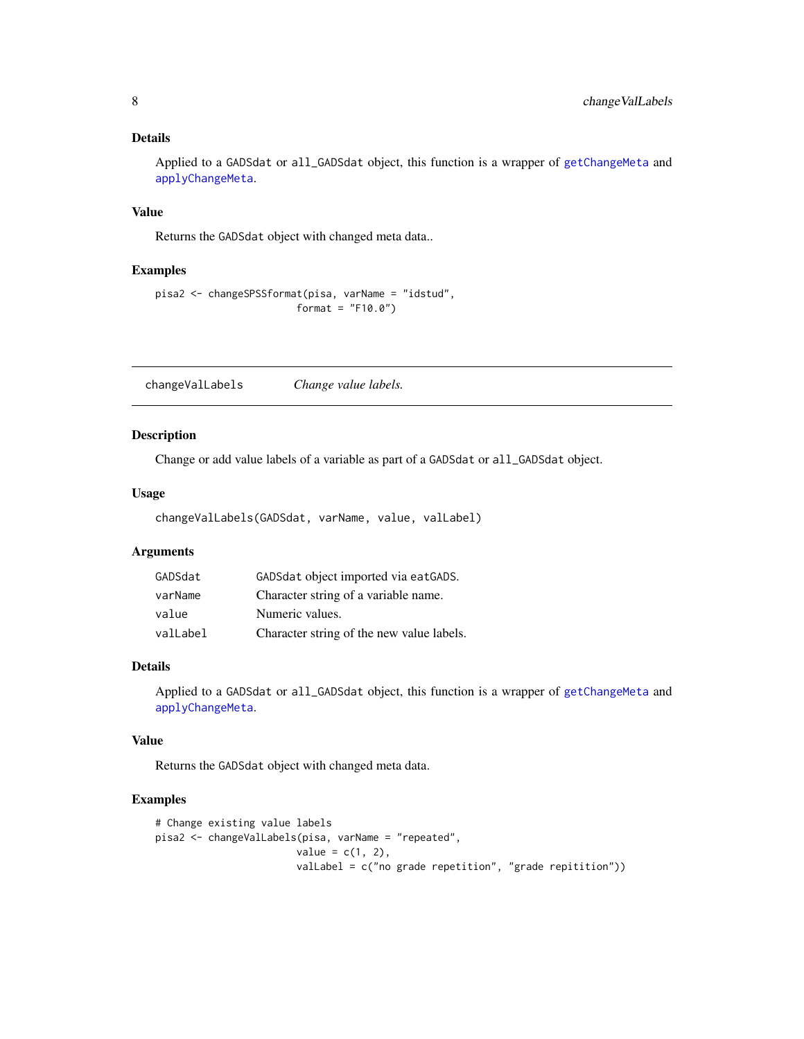### Details

Applied to a `GADSdat` or `all_GADSdat` object, this function is a wrapper of `getChangeMeta` and `applyChangeMeta`.

### Value

Returns the `GADSdat` object with changed meta data..

### Examples

```
pisa2 <- changeSPSSformat(pisa, varName = "idstud",
                          format = "F10.0")
```

---

## changeValLabels — *Change value labels.*

---

### Description

Change or add value labels of a variable as part of a `GADSdat` or `all_GADSdat` object.

### Usage

```
changeValLabels(GADSdat, varName, value, valLabel)
```

### Arguments

| | |
|---|---|
| GADSdat | `GADSdat` object imported via `eatGADS`. |
| varName | Character string of a variable name. |
| value | Numeric values. |
| valLabel | Character string of the new value labels. |

### Details

Applied to a `GADSdat` or `all_GADSdat` object, this function is a wrapper of `getChangeMeta` and `applyChangeMeta`.

### Value

Returns the `GADSdat` object with changed meta data.

### Examples

```
# Change existing value labels
pisa2 <- changeValLabels(pisa, varName = "repeated",
                         value = c(1, 2),
                         valLabel = c("no grade repetition", "grade repitition"))
```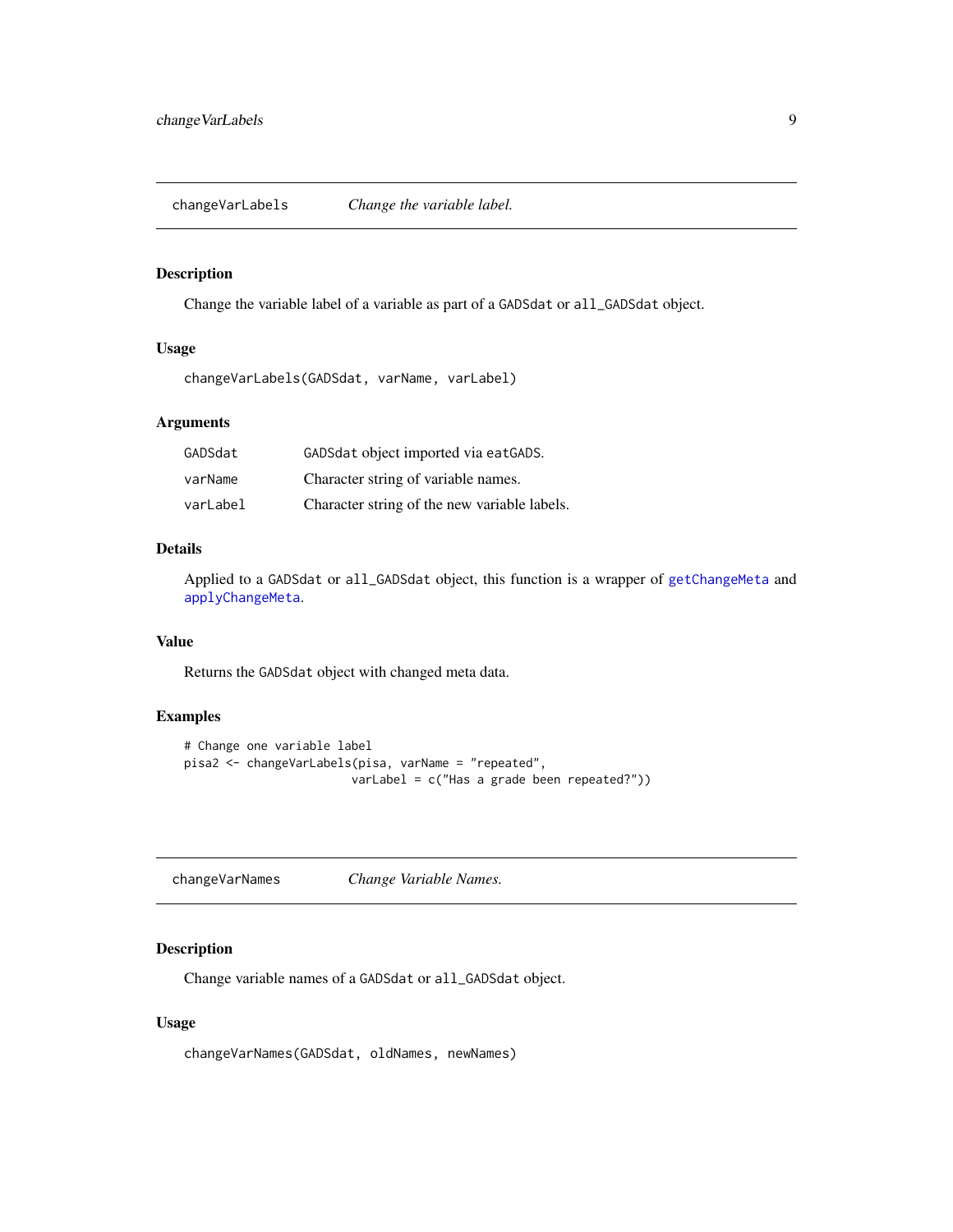## changeVarLabels    *Change the variable label.*

### Description

Change the variable label of a variable as part of a `GADSdat` or `all_GADSdat` object.

### Usage

```
changeVarLabels(GADSdat, varName, varLabel)
```

### Arguments

| | |
|---|---|
| `GADSdat` | `GADSdat` object imported via `eatGADS`. |
| `varName` | Character string of variable names. |
| `varLabel` | Character string of the new variable labels. |

### Details

Applied to a `GADSdat` or `all_GADSdat` object, this function is a wrapper of `getChangeMeta` and `applyChangeMeta`.

### Value

Returns the `GADSdat` object with changed meta data.

### Examples

```
# Change one variable label
pisa2 <- changeVarLabels(pisa, varName = "repeated",
                         varLabel = c("Has a grade been repeated?"))
```

## changeVarNames    *Change Variable Names.*

### Description

Change variable names of a `GADSdat` or `all_GADSdat` object.

### Usage

```
changeVarNames(GADSdat, oldNames, newNames)
```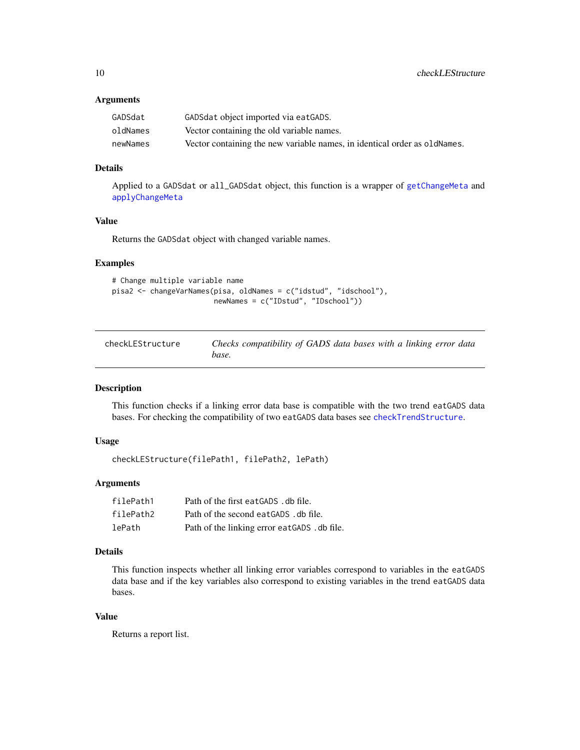### Arguments

| | |
|---|---|
| GADSdat | GADSdat object imported via eatGADS. |
| oldNames | Vector containing the old variable names. |
| newNames | Vector containing the new variable names, in identical order as oldNames. |

### Details

Applied to a GADSdat or all_GADSdat object, this function is a wrapper of getChangeMeta and applyChangeMeta

### Value

Returns the GADSdat object with changed variable names.

### Examples

```
# Change multiple variable name
pisa2 <- changeVarNames(pisa, oldNames = c("idstud", "idschool"),
                        newNames = c("IDstud", "IDschool"))
```

---

## checkLEStructure *Checks compatibility of GADS data bases with a linking error data base.*

---

### Description

This function checks if a linking error data base is compatible with the two trend eatGADS data bases. For checking the compatibility of two eatGADS data bases see checkTrendStructure.

### Usage

```
checkLEStructure(filePath1, filePath2, lePath)
```

### Arguments

| | |
|---|---|
| filePath1 | Path of the first eatGADS .db file. |
| filePath2 | Path of the second eatGADS .db file. |
| lePath | Path of the linking error eatGADS .db file. |

### Details

This function inspects whether all linking error variables correspond to variables in the eatGADS data base and if the key variables also correspond to existing variables in the trend eatGADS data bases.

### Value

Returns a report list.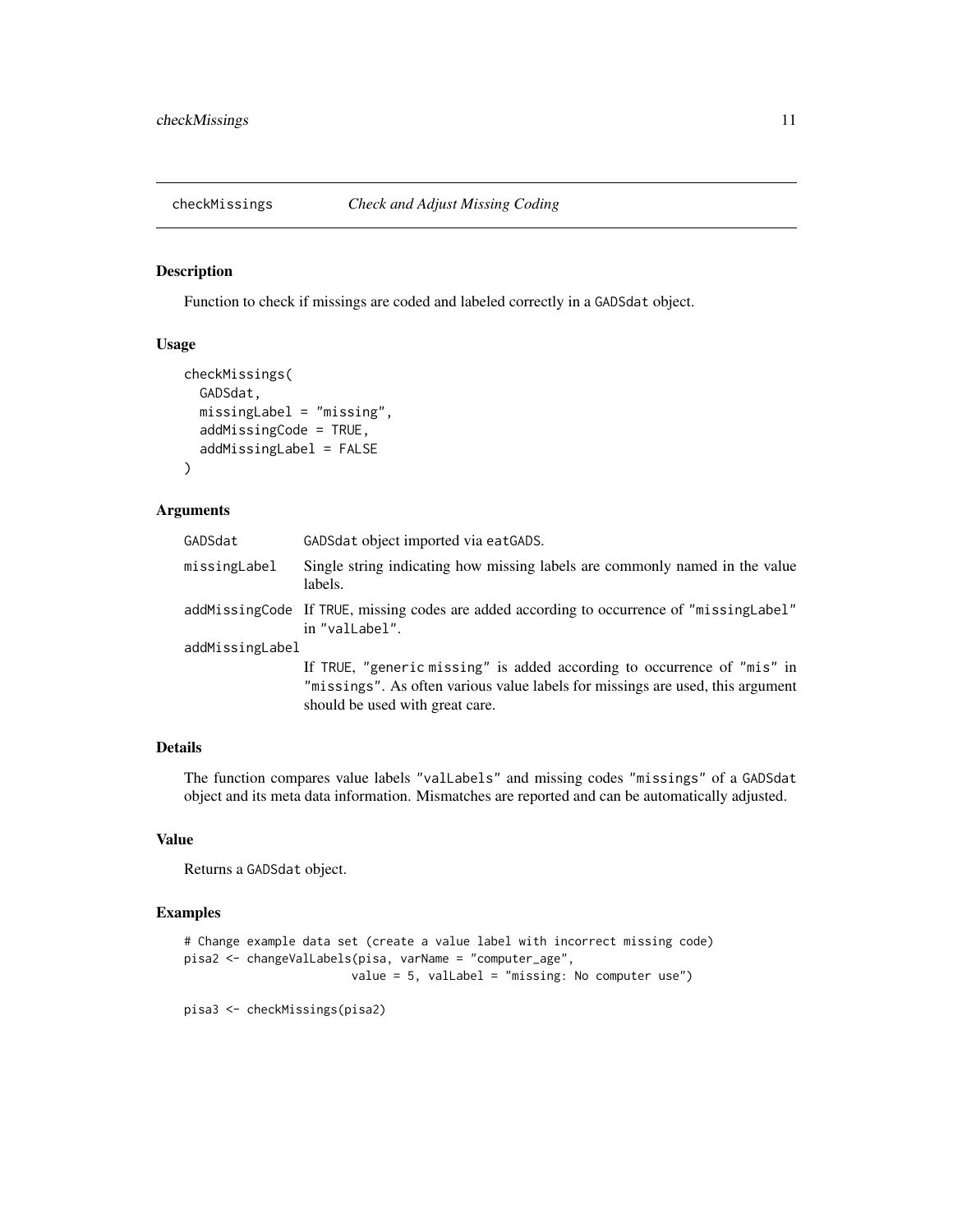## checkMissings *Check and Adjust Missing Coding*

### Description

Function to check if missings are coded and labeled correctly in a `GADSdat` object.

### Usage

```
checkMissings(
  GADSdat,
  missingLabel = "missing",
  addMissingCode = TRUE,
  addMissingLabel = FALSE
)
```

### Arguments

| | |
|---|---|
| `GADSdat` | `GADSdat` object imported via `eatGADS`. |
| `missingLabel` | Single string indicating how missing labels are commonly named in the value labels. |
| `addMissingCode` | If `TRUE`, missing codes are added according to occurrence of `"missingLabel"` in `"valLabel"`. |
| `addMissingLabel` | If `TRUE`, `"generic missing"` is added according to occurrence of `"mis"` in `"missings"`. As often various value labels for missings are used, this argument should be used with great care. |

### Details

The function compares value labels `"valLabels"` and missing codes `"missings"` of a `GADSdat` object and its meta data information. Mismatches are reported and can be automatically adjusted.

### Value

Returns a `GADSdat` object.

### Examples

```
# Change example data set (create a value label with incorrect missing code)
pisa2 <- changeValLabels(pisa, varName = "computer_age",
                         value = 5, valLabel = "missing: No computer use")

pisa3 <- checkMissings(pisa2)
```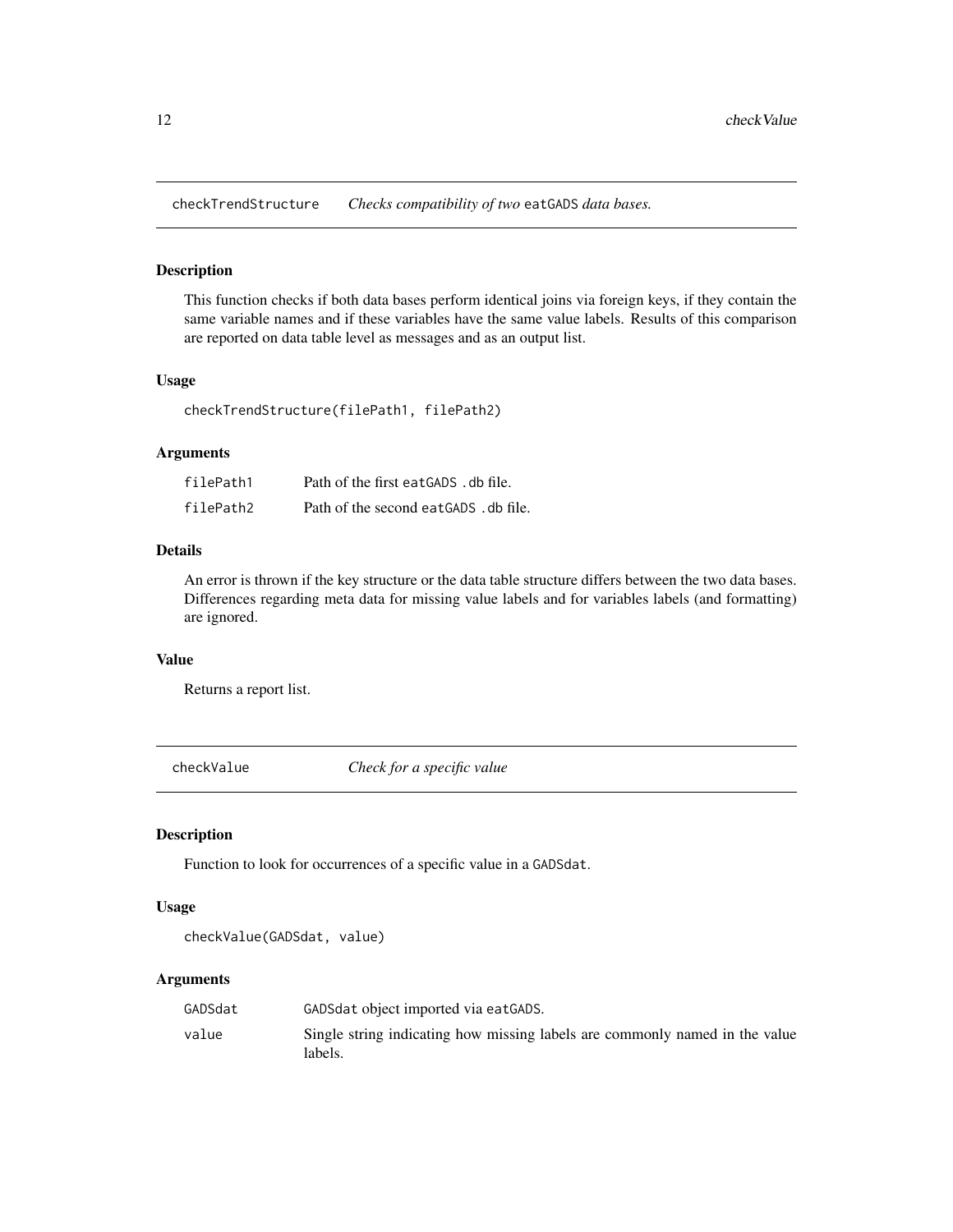## checkTrendStructure *Checks compatibility of two* eatGADS *data bases.*

### Description

This function checks if both data bases perform identical joins via foreign keys, if they contain the same variable names and if these variables have the same value labels. Results of this comparison are reported on data table level as messages and as an output list.

### Usage

```
checkTrendStructure(filePath1, filePath2)
```

### Arguments

| | |
|---|---|
| filePath1 | Path of the first eatGADS .db file. |
| filePath2 | Path of the second eatGADS .db file. |

### Details

An error is thrown if the key structure or the data table structure differs between the two data bases. Differences regarding meta data for missing value labels and for variables labels (and formatting) are ignored.

### Value

Returns a report list.

## checkValue *Check for a specific value*

### Description

Function to look for occurrences of a specific value in a GADSdat.

### Usage

```
checkValue(GADSdat, value)
```

### Arguments

| | |
|---|---|
| GADSdat | GADSdat object imported via eatGADS. |
| value | Single string indicating how missing labels are commonly named in the value labels. |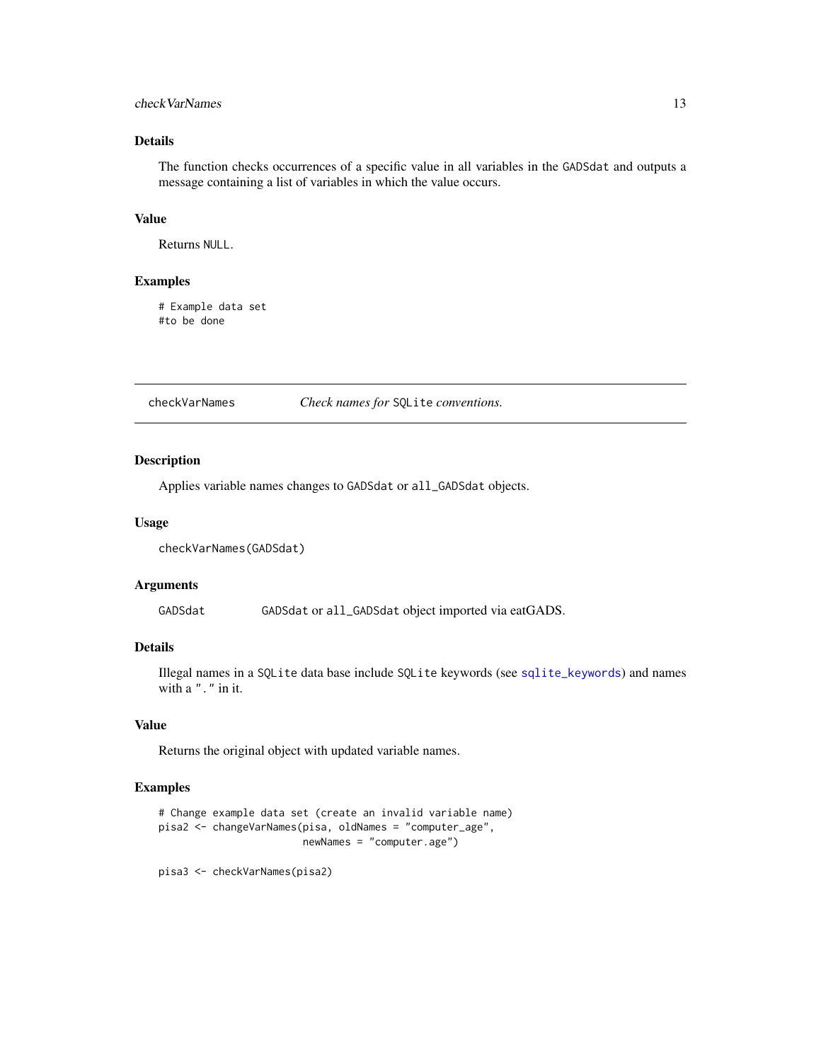### Details

The function checks occurrences of a specific value in all variables in the GADSdat and outputs a message containing a list of variables in which the value occurs.

### Value

Returns NULL.

### Examples

```
# Example data set
#to be done
```

---

## checkVarNames — *Check names for SQLite conventions.*

---

### Description

Applies variable names changes to GADSdat or all_GADSdat objects.

### Usage

```
checkVarNames(GADSdat)
```

### Arguments

| | |
|---|---|
| GADSdat | GADSdat or all_GADSdat object imported via eatGADS. |

### Details

Illegal names in a SQLite data base include SQLite keywords (see sqlite_keywords) and names with a "." in it.

### Value

Returns the original object with updated variable names.

### Examples

```
# Change example data set (create an invalid variable name)
pisa2 <- changeVarNames(pisa, oldNames = "computer_age",
                        newNames = "computer.age")

pisa3 <- checkVarNames(pisa2)
```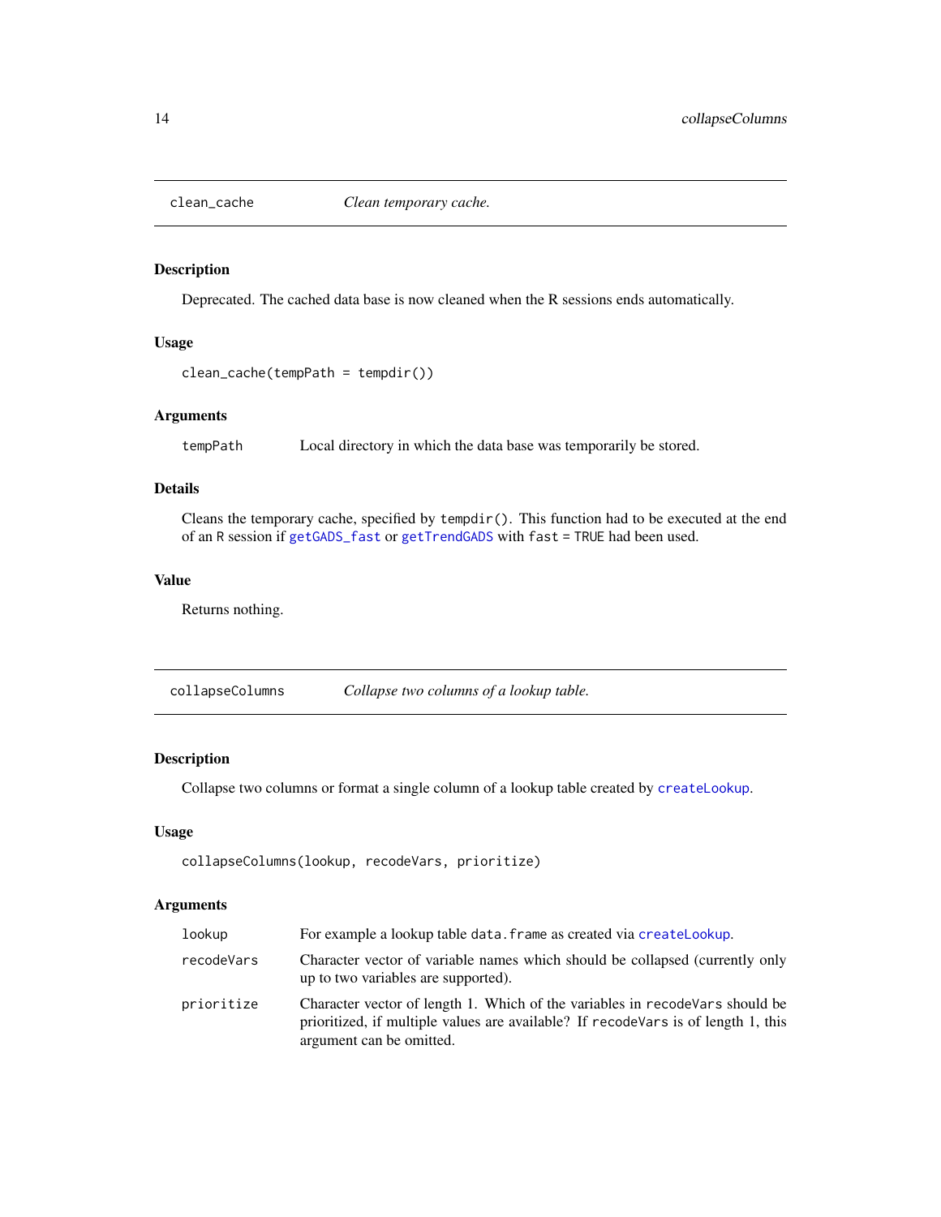## clean_cache *Clean temporary cache.*

### Description

Deprecated. The cached data base is now cleaned when the R sessions ends automatically.

### Usage

```
clean_cache(tempPath = tempdir())
```

### Arguments

| | |
|---|---|
| `tempPath` | Local directory in which the data base was temporarily be stored. |

### Details

Cleans the temporary cache, specified by `tempdir()`. This function had to be executed at the end of an R session if `getGADS_fast` or `getTrendGADS` with `fast = TRUE` had been used.

### Value

Returns nothing.

## collapseColumns *Collapse two columns of a lookup table.*

### Description

Collapse two columns or format a single column of a lookup table created by `createLookup`.

### Usage

```
collapseColumns(lookup, recodeVars, prioritize)
```

### Arguments

| | |
|---|---|
| `lookup` | For example a lookup table `data.frame` as created via `createLookup`. |
| `recodeVars` | Character vector of variable names which should be collapsed (currently only up to two variables are supported). |
| `prioritize` | Character vector of length 1. Which of the variables in `recodeVars` should be prioritized, if multiple values are available? If `recodeVars` is of length 1, this argument can be omitted. |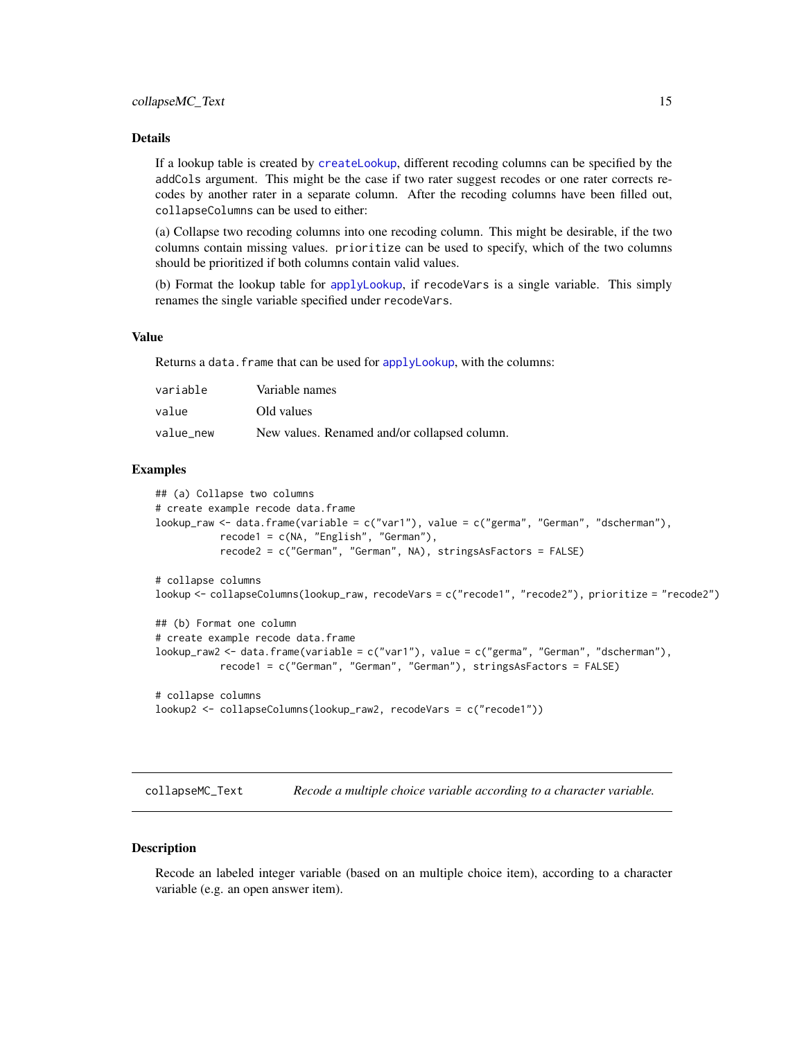### Details

If a lookup table is created by `createLookup`, different recoding columns can be specified by the `addCols` argument. This might be the case if two rater suggest recodes or one rater corrects recodes by another rater in a separate column. After the recoding columns have been filled out, `collapseColumns` can be used to either:

(a) Collapse two recoding columns into one recoding column. This might be desirable, if the two columns contain missing values. `prioritize` can be used to specify, which of the two columns should be prioritized if both columns contain valid values.

(b) Format the lookup table for `applyLookup`, if `recodeVars` is a single variable. This simply renames the single variable specified under `recodeVars`.

### Value

Returns a `data.frame` that can be used for `applyLookup`, with the columns:

| | |
|---|---|
| `variable` | Variable names |
| `value` | Old values |
| `value_new` | New values. Renamed and/or collapsed column. |

### Examples

```
## (a) Collapse two columns
# create example recode data.frame
lookup_raw <- data.frame(variable = c("var1"), value = c("germa", "German", "dscherman"),
           recode1 = c(NA, "English", "German"),
           recode2 = c("German", "German", NA), stringsAsFactors = FALSE)

# collapse columns
lookup <- collapseColumns(lookup_raw, recodeVars = c("recode1", "recode2"), prioritize = "recode2")

## (b) Format one column
# create example recode data.frame
lookup_raw2 <- data.frame(variable = c("var1"), value = c("germa", "German", "dscherman"),
           recode1 = c("German", "German", "German"), stringsAsFactors = FALSE)

# collapse columns
lookup2 <- collapseColumns(lookup_raw2, recodeVars = c("recode1"))
```

---

## collapseMC_Text — *Recode a multiple choice variable according to a character variable.*

---

### Description

Recode an labeled integer variable (based on an multiple choice item), according to a character variable (e.g. an open answer item).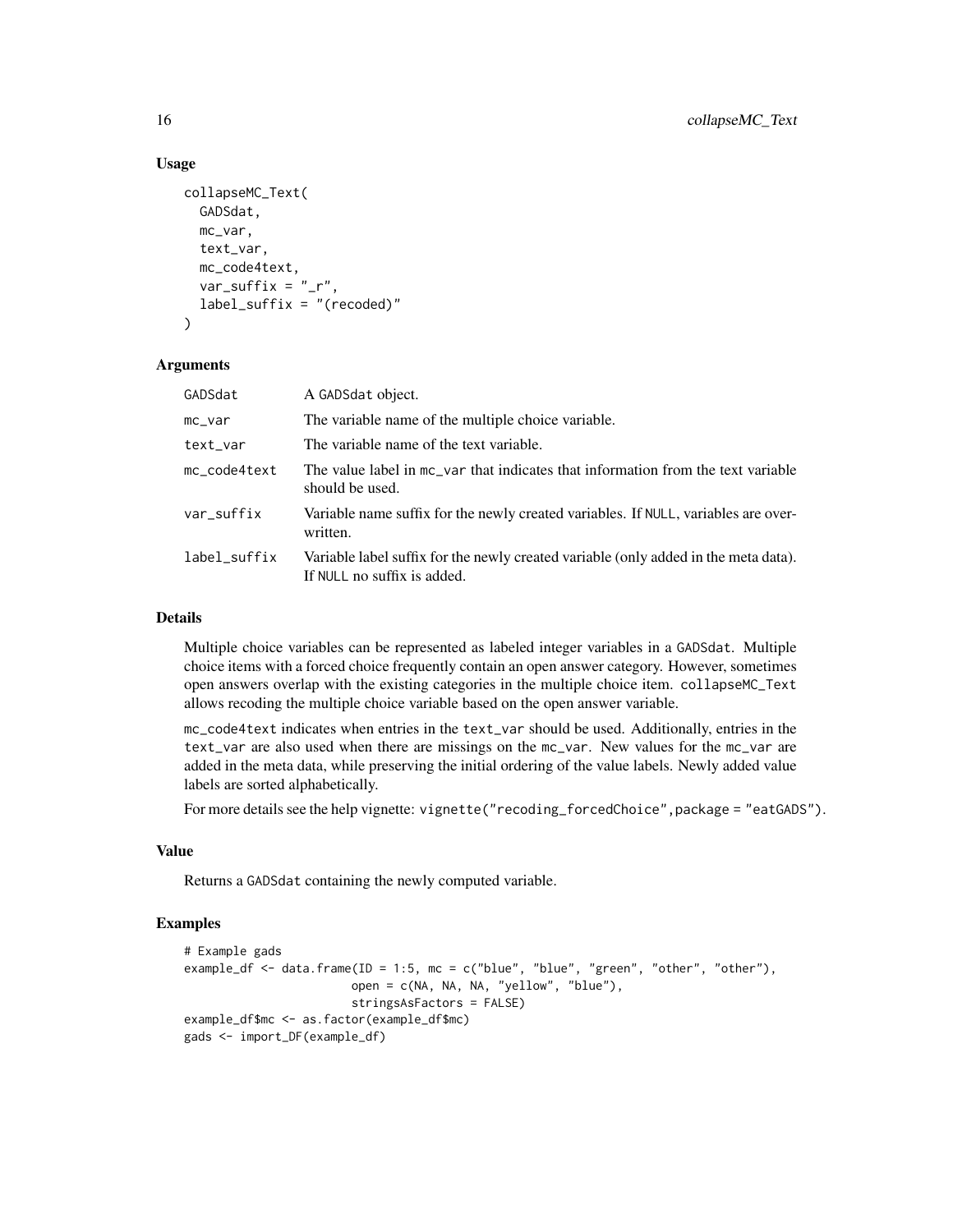### Usage

```
collapseMC_Text(
  GADSdat,
  mc_var,
  text_var,
  mc_code4text,
  var_suffix = "_r",
  label_suffix = "(recoded)"
)
```

### Arguments

| | |
|---|---|
| GADSdat | A GADSdat object. |
| mc_var | The variable name of the multiple choice variable. |
| text_var | The variable name of the text variable. |
| mc_code4text | The value label in mc_var that indicates that information from the text variable should be used. |
| var_suffix | Variable name suffix for the newly created variables. If NULL, variables are overwritten. |
| label_suffix | Variable label suffix for the newly created variable (only added in the meta data). If NULL no suffix is added. |

### Details

Multiple choice variables can be represented as labeled integer variables in a GADSdat. Multiple choice items with a forced choice frequently contain an open answer category. However, sometimes open answers overlap with the existing categories in the multiple choice item. collapseMC_Text allows recoding the multiple choice variable based on the open answer variable.

mc_code4text indicates when entries in the text_var should be used. Additionally, entries in the text_var are also used when there are missings on the mc_var. New values for the mc_var are added in the meta data, while preserving the initial ordering of the value labels. Newly added value labels are sorted alphabetically.

For more details see the help vignette: vignette("recoding_forcedChoice",package = "eatGADS").

### Value

Returns a GADSdat containing the newly computed variable.

### Examples

```
# Example gads
example_df <- data.frame(ID = 1:5, mc = c("blue", "blue", "green", "other", "other"),
                         open = c(NA, NA, NA, "yellow", "blue"),
                         stringsAsFactors = FALSE)
example_df$mc <- as.factor(example_df$mc)
gads <- import_DF(example_df)
```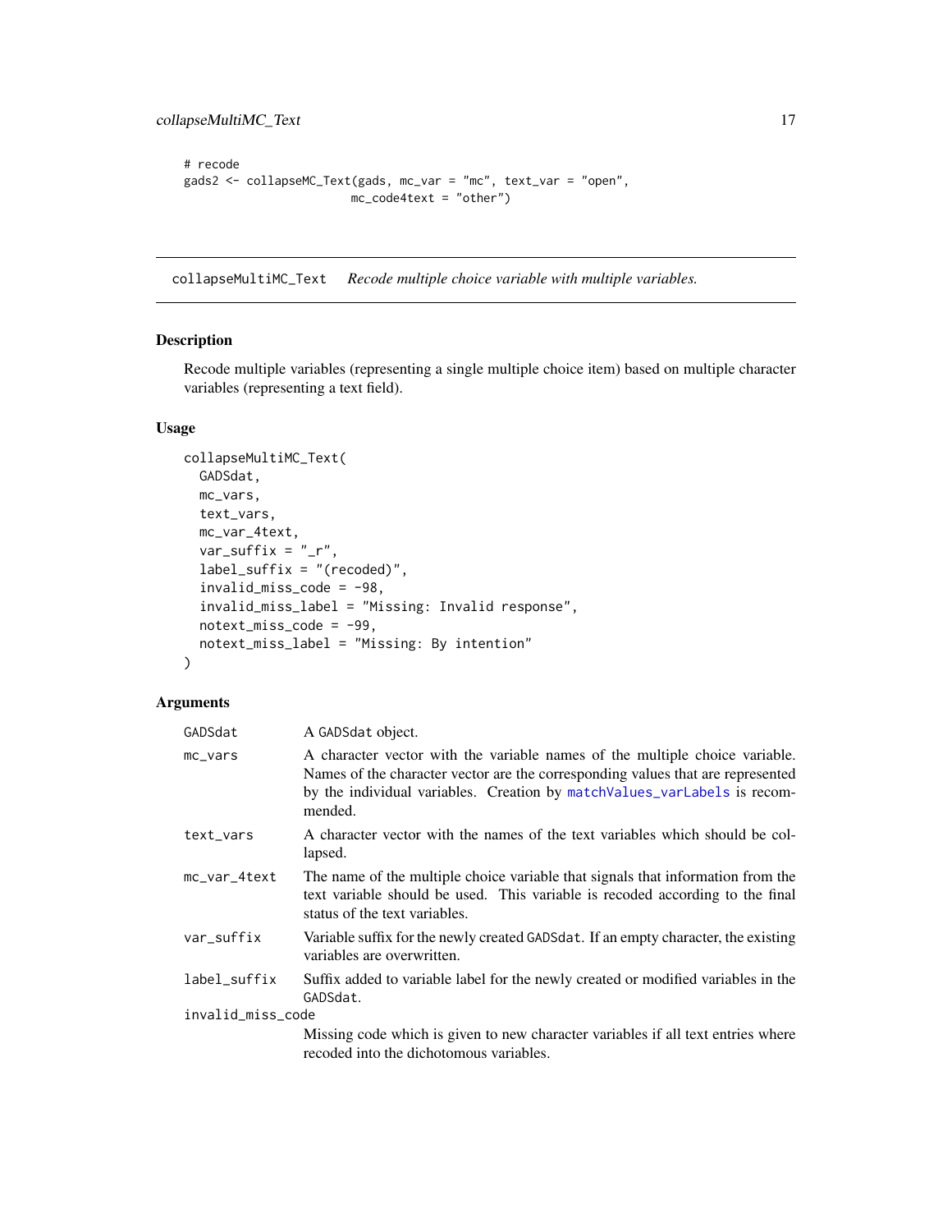```
# recode
gads2 <- collapseMC_Text(gads, mc_var = "mc", text_var = "open",
                         mc_code4text = "other")
```

## collapseMultiMC_Text — *Recode multiple choice variable with multiple variables.*

### Description

Recode multiple variables (representing a single multiple choice item) based on multiple character variables (representing a text field).

### Usage

```
collapseMultiMC_Text(
  GADSdat,
  mc_vars,
  text_vars,
  mc_var_4text,
  var_suffix = "_r",
  label_suffix = "(recoded)",
  invalid_miss_code = -98,
  invalid_miss_label = "Missing: Invalid response",
  notext_miss_code = -99,
  notext_miss_label = "Missing: By intention"
)
```

### Arguments

| | |
|---|---|
| GADSdat | A GADSdat object. |
| mc_vars | A character vector with the variable names of the multiple choice variable. Names of the character vector are the corresponding values that are represented by the individual variables. Creation by matchValues_varLabels is recommended. |
| text_vars | A character vector with the names of the text variables which should be collapsed. |
| mc_var_4text | The name of the multiple choice variable that signals that information from the text variable should be used. This variable is recoded according to the final status of the text variables. |
| var_suffix | Variable suffix for the newly created GADSdat. If an empty character, the existing variables are overwritten. |
| label_suffix | Suffix added to variable label for the newly created or modified variables in the GADSdat. |
| invalid_miss_code | Missing code which is given to new character variables if all text entries where recoded into the dichotomous variables. |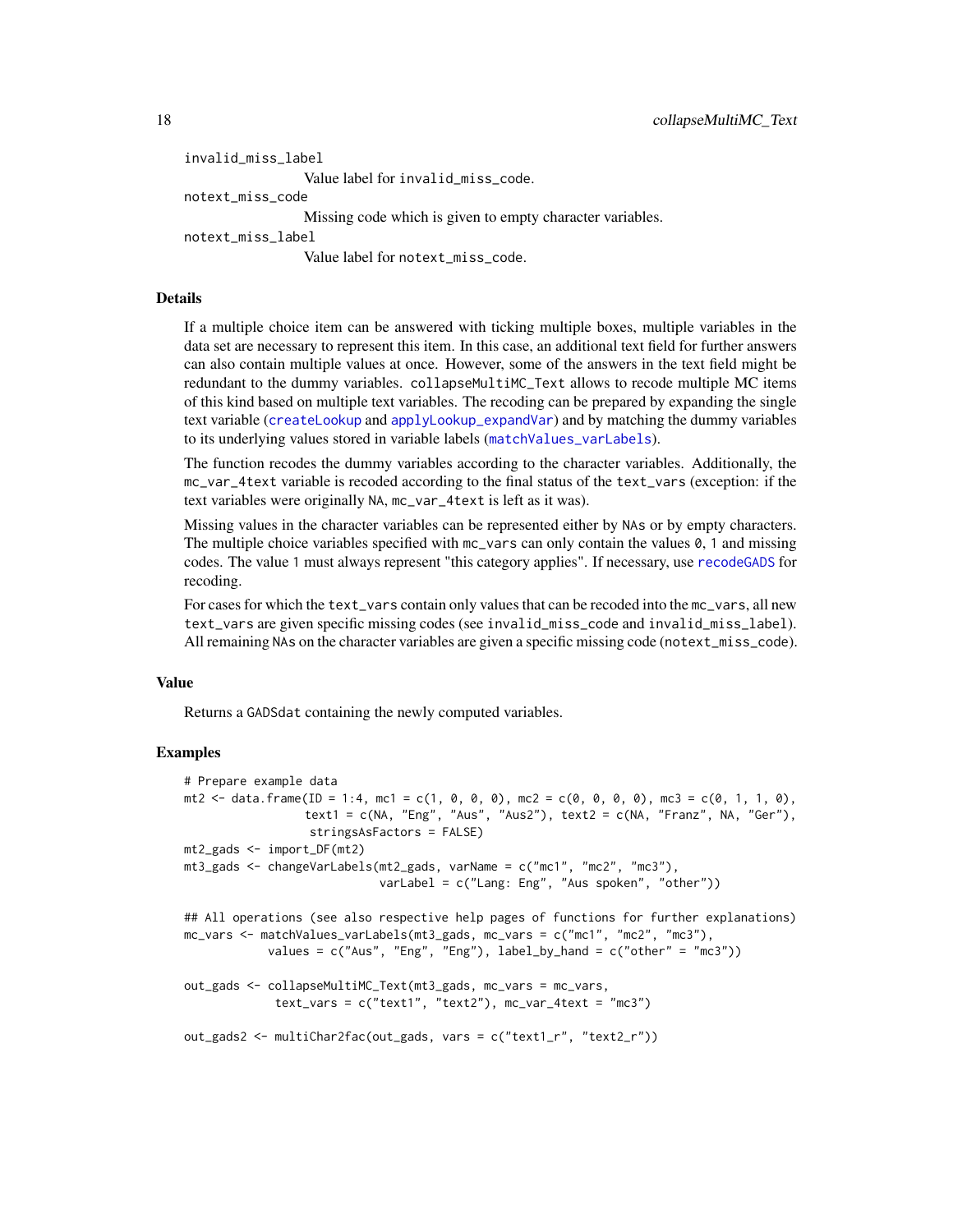invalid_miss_label
Value label for invalid_miss_code.

notext_miss_code
Missing code which is given to empty character variables.

notext_miss_label
Value label for notext_miss_code.

### Details

If a multiple choice item can be answered with ticking multiple boxes, multiple variables in the data set are necessary to represent this item. In this case, an additional text field for further answers can also contain multiple values at once. However, some of the answers in the text field might be redundant to the dummy variables. collapseMultiMC_Text allows to recode multiple MC items of this kind based on multiple text variables. The recoding can be prepared by expanding the single text variable (createLookup and applyLookup_expandVar) and by matching the dummy variables to its underlying values stored in variable labels (matchValues_varLabels).

The function recodes the dummy variables according to the character variables. Additionally, the mc_var_4text variable is recoded according to the final status of the text_vars (exception: if the text variables were originally NA, mc_var_4text is left as it was).

Missing values in the character variables can be represented either by NAs or by empty characters. The multiple choice variables specified with mc_vars can only contain the values 0, 1 and missing codes. The value 1 must always represent "this category applies". If necessary, use recodeGADS for recoding.

For cases for which the text_vars contain only values that can be recoded into the mc_vars, all new text_vars are given specific missing codes (see invalid_miss_code and invalid_miss_label). All remaining NAs on the character variables are given a specific missing code (notext_miss_code).

### Value

Returns a GADSdat containing the newly computed variables.

### Examples

```
# Prepare example data
mt2 <- data.frame(ID = 1:4, mc1 = c(1, 0, 0, 0), mc2 = c(0, 0, 0, 0), mc3 = c(0, 1, 1, 0),
                 text1 = c(NA, "Eng", "Aus", "Aus2"), text2 = c(NA, "Franz", NA, "Ger"),
                  stringsAsFactors = FALSE)
mt2_gads <- import_DF(mt2)
mt3_gads <- changeVarLabels(mt2_gads, varName = c("mc1", "mc2", "mc3"),
                           varLabel = c("Lang: Eng", "Aus spoken", "other"))

## All operations (see also respective help pages of functions for further explanations)
mc_vars <- matchValues_varLabels(mt3_gads, mc_vars = c("mc1", "mc2", "mc3"),
            values = c("Aus", "Eng", "Eng"), label_by_hand = c("other" = "mc3"))

out_gads <- collapseMultiMC_Text(mt3_gads, mc_vars = mc_vars,
             text_vars = c("text1", "text2"), mc_var_4text = "mc3")

out_gads2 <- multiChar2fac(out_gads, vars = c("text1_r", "text2_r"))
```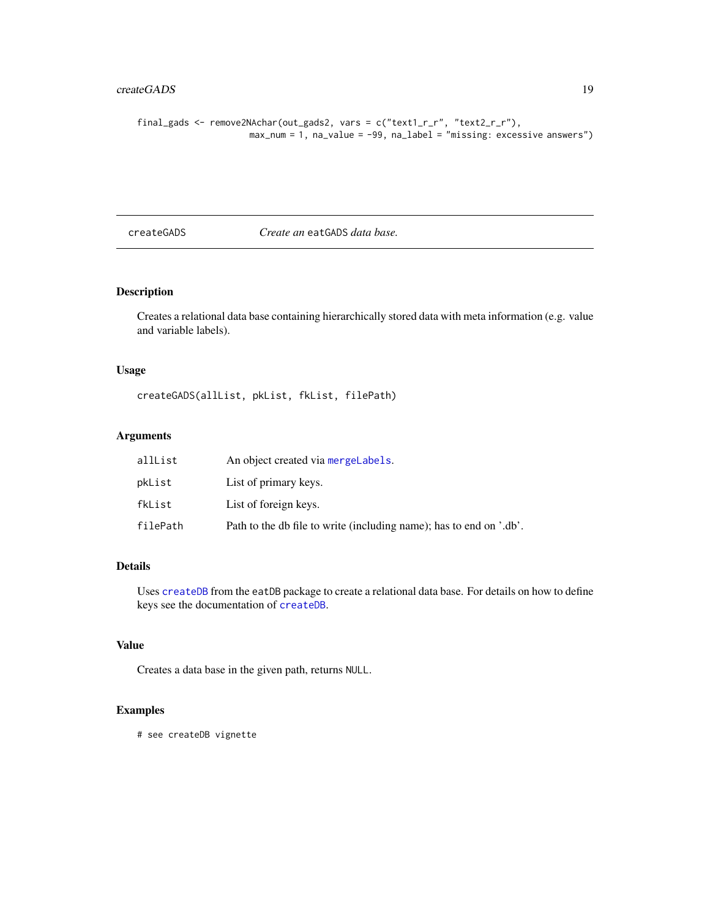```
final_gads <- remove2NAchar(out_gads2, vars = c("text1_r_r", "text2_r_r"),
                      max_num = 1, na_value = -99, na_label = "missing: excessive answers")
```

---

## createGADS — *Create an* eatGADS *data base.*

### Description

Creates a relational data base containing hierarchically stored data with meta information (e.g. value and variable labels).

### Usage

```
createGADS(allList, pkList, fkList, filePath)
```

### Arguments

| | |
|---|---|
| allList | An object created via mergeLabels. |
| pkList | List of primary keys. |
| fkList | List of foreign keys. |
| filePath | Path to the db file to write (including name); has to end on '.db'. |

### Details

Uses createDB from the eatDB package to create a relational data base. For details on how to define keys see the documentation of createDB.

### Value

Creates a data base in the given path, returns NULL.

### Examples

```
# see createDB vignette
```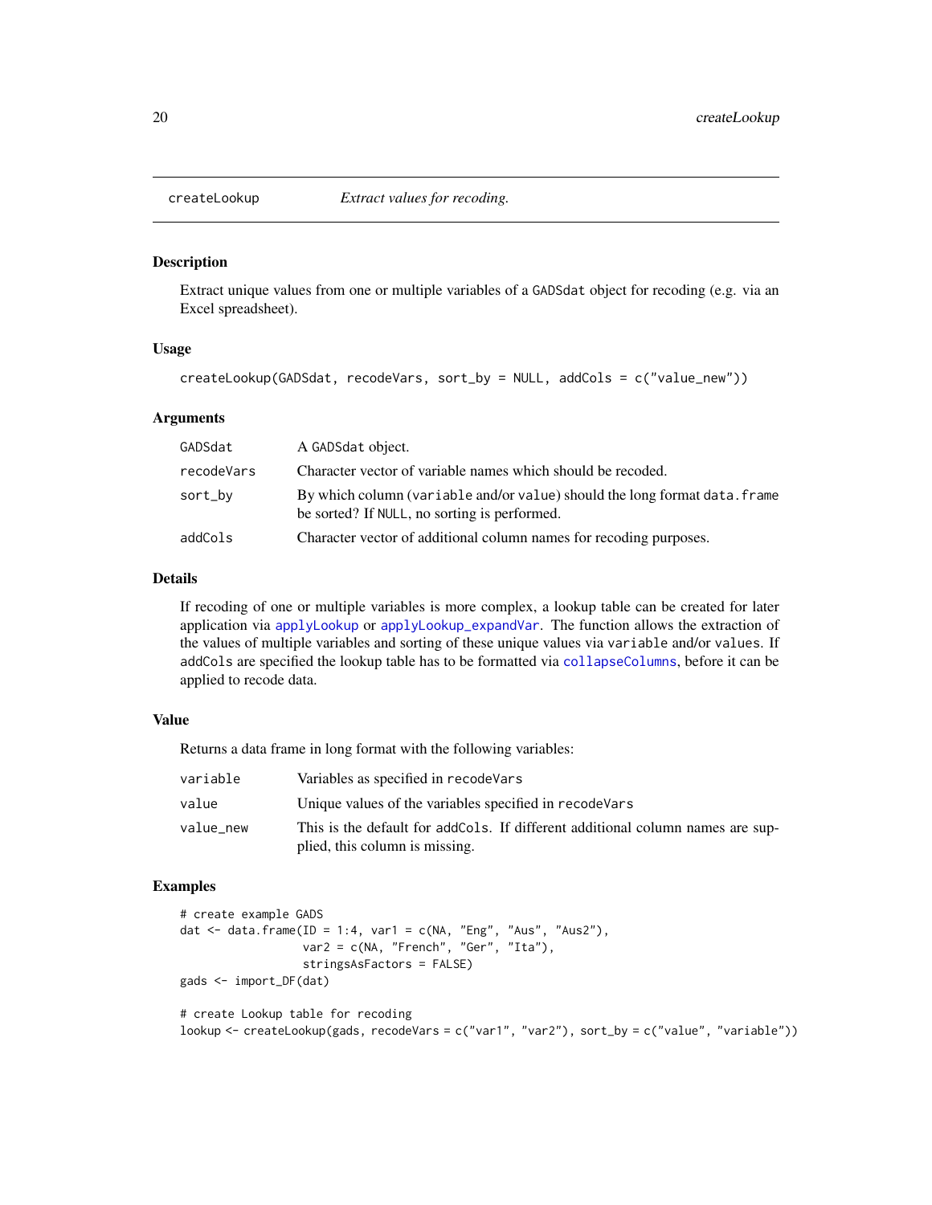# createLookup — *Extract values for recoding.*

## Description

Extract unique values from one or multiple variables of a `GADSdat` object for recoding (e.g. via an Excel spreadsheet).

## Usage

```
createLookup(GADSdat, recodeVars, sort_by = NULL, addCols = c("value_new"))
```

## Arguments

| | |
|---|---|
| `GADSdat` | A `GADSdat` object. |
| `recodeVars` | Character vector of variable names which should be recoded. |
| `sort_by` | By which column (`variable` and/or `value`) should the long format `data.frame` be sorted? If `NULL`, no sorting is performed. |
| `addCols` | Character vector of additional column names for recoding purposes. |

## Details

If recoding of one or multiple variables is more complex, a lookup table can be created for later application via `applyLookup` or `applyLookup_expandVar`. The function allows the extraction of the values of multiple variables and sorting of these unique values via `variable` and/or `values`. If `addCols` are specified the lookup table has to be formatted via `collapseColumns`, before it can be applied to recode data.

## Value

Returns a data frame in long format with the following variables:

| | |
|---|---|
| `variable` | Variables as specified in `recodeVars` |
| `value` | Unique values of the variables specified in `recodeVars` |
| `value_new` | This is the default for `addCols`. If different additional column names are supplied, this column is missing. |

## Examples

```
# create example GADS
dat <- data.frame(ID = 1:4, var1 = c(NA, "Eng", "Aus", "Aus2"),
                  var2 = c(NA, "French", "Ger", "Ita"),
                  stringsAsFactors = FALSE)
gads <- import_DF(dat)

# create Lookup table for recoding
lookup <- createLookup(gads, recodeVars = c("var1", "var2"), sort_by = c("value", "variable"))
```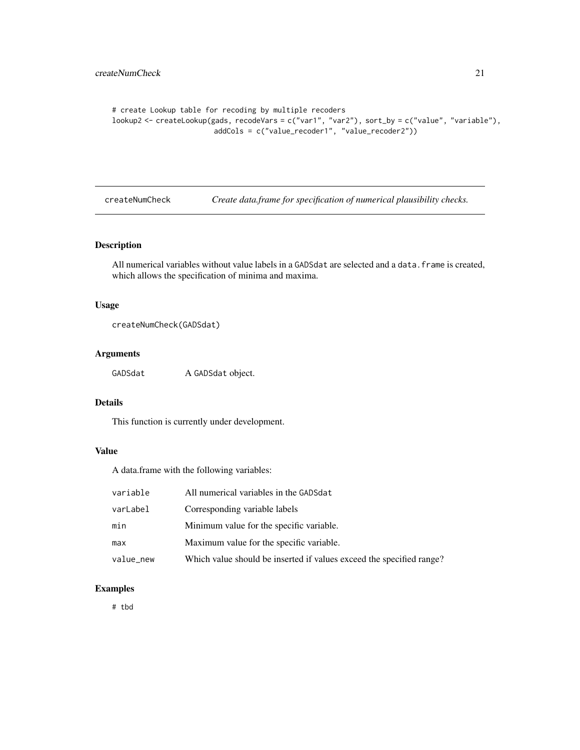```
# create Lookup table for recoding by multiple recoders
lookup2 <- createLookup(gads, recodeVars = c("var1", "var2"), sort_by = c("value", "variable"),
                        addCols = c("value_recoder1", "value_recoder2"))
```

## createNumCheck — *Create data.frame for specification of numerical plausibility checks.*

### Description

All numerical variables without value labels in a GADSdat are selected and a data.frame is created, which allows the specification of minima and maxima.

### Usage

```
createNumCheck(GADSdat)
```

### Arguments

| | |
|---|---|
| GADSdat | A GADSdat object. |

### Details

This function is currently under development.

### Value

A data.frame with the following variables:

| | |
|---|---|
| variable | All numerical variables in the GADSdat |
| varLabel | Corresponding variable labels |
| min | Minimum value for the specific variable. |
| max | Maximum value for the specific variable. |
| value_new | Which value should be inserted if values exceed the specified range? |

### Examples

```
# tbd
```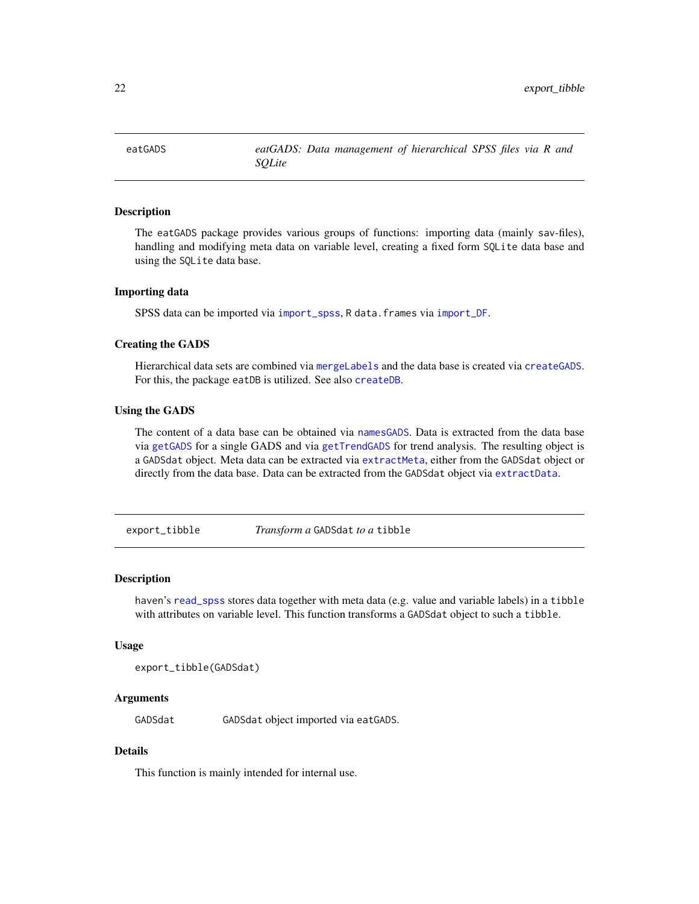## eatGADS — *eatGADS: Data management of hierarchical SPSS files via R and SQLite*

### Description

The `eatGADS` package provides various groups of functions: importing data (mainly sav-files), handling and modifying meta data on variable level, creating a fixed form `SQLite` data base and using the `SQLite` data base.

### Importing data

SPSS data can be imported via `import_spss`, R `data.frames` via `import_DF`.

### Creating the GADS

Hierarchical data sets are combined via `mergeLabels` and the data base is created via `createGADS`. For this, the package `eatDB` is utilized. See also `createDB`.

### Using the GADS

The content of a data base can be obtained via `namesGADS`. Data is extracted from the data base via `getGADS` for a single GADS and via `getTrendGADS` for trend analysis. The resulting object is a `GADSdat` object. Meta data can be extracted via `extractMeta`, either from the `GADSdat` object or directly from the data base. Data can be extracted from the `GADSdat` object via `extractData`.

## export_tibble — *Transform a* `GADSdat` *to a* `tibble`

### Description

haven's `read_spss` stores data together with meta data (e.g. value and variable labels) in a `tibble` with attributes on variable level. This function transforms a `GADSdat` object to such a `tibble`.

### Usage

```
export_tibble(GADSdat)
```

### Arguments

| | |
|---|---|
| `GADSdat` | `GADSdat` object imported via `eatGADS`. |

### Details

This function is mainly intended for internal use.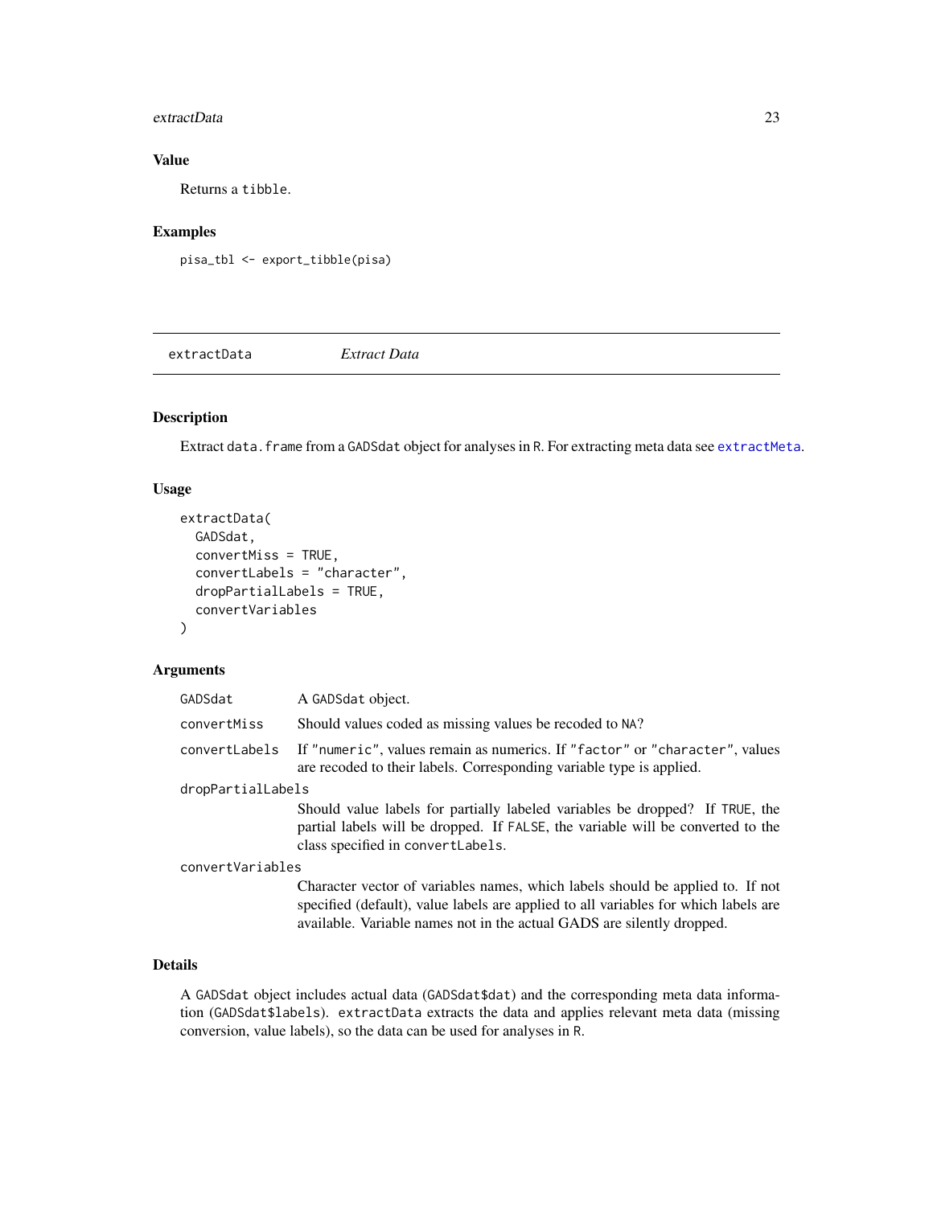### Value

Returns a `tibble`.

### Examples

```
pisa_tbl <- export_tibble(pisa)
```

---

## extractData &nbsp;&nbsp;&nbsp;&nbsp; *Extract Data*

---

### Description

Extract `data.frame` from a `GADSdat` object for analyses in R. For extracting meta data see `extractMeta`.

### Usage

```
extractData(
  GADSdat,
  convertMiss = TRUE,
  convertLabels = "character",
  dropPartialLabels = TRUE,
  convertVariables
)
```

### Arguments

`GADSdat` A `GADSdat` object.

`convertMiss` Should values coded as missing values be recoded to `NA`?

`convertLabels` If `"numeric"`, values remain as numerics. If `"factor"` or `"character"`, values are recoded to their labels. Corresponding variable type is applied.

`dropPartialLabels` Should value labels for partially labeled variables be dropped? If `TRUE`, the partial labels will be dropped. If `FALSE`, the variable will be converted to the class specified in `convertLabels`.

`convertVariables` Character vector of variables names, which labels should be applied to. If not specified (default), value labels are applied to all variables for which labels are available. Variable names not in the actual GADS are silently dropped.

### Details

A `GADSdat` object includes actual data (`GADSdat$dat`) and the corresponding meta data information (`GADSdat$labels`). `extractData` extracts the data and applies relevant meta data (missing conversion, value labels), so the data can be used for analyses in R.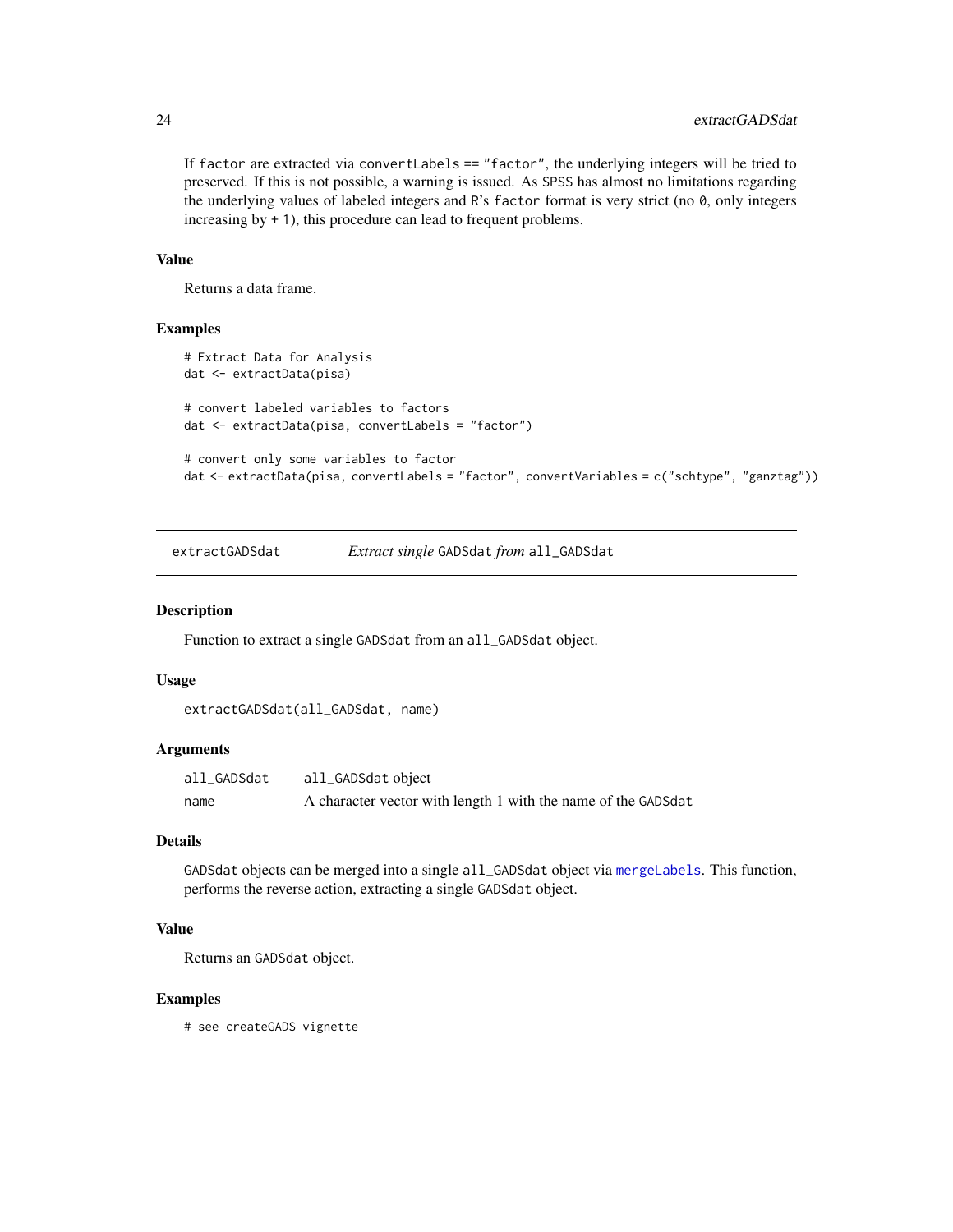If `factor` are extracted via `convertLabels == "factor"`, the underlying integers will be tried to preserved. If this is not possible, a warning is issued. As SPSS has almost no limitations regarding the underlying values of labeled integers and R's `factor` format is very strict (no `0`, only integers increasing by `+ 1`), this procedure can lead to frequent problems.

### Value

Returns a data frame.

### Examples

```
# Extract Data for Analysis
dat <- extractData(pisa)

# convert labeled variables to factors
dat <- extractData(pisa, convertLabels = "factor")

# convert only some variables to factor
dat <- extractData(pisa, convertLabels = "factor", convertVariables = c("schtype", "ganztag"))
```

---

## extractGADSdat — *Extract single* `GADSdat` *from* `all_GADSdat`

### Description

Function to extract a single `GADSdat` from an `all_GADSdat` object.

### Usage

```
extractGADSdat(all_GADSdat, name)
```

### Arguments

| | |
|---|---|
| `all_GADSdat` | `all_GADSdat` object |
| `name` | A character vector with length 1 with the name of the `GADSdat` |

### Details

`GADSdat` objects can be merged into a single `all_GADSdat` object via `mergeLabels`. This function, performs the reverse action, extracting a single `GADSdat` object.

### Value

Returns an `GADSdat` object.

### Examples

```
# see createGADS vignette
```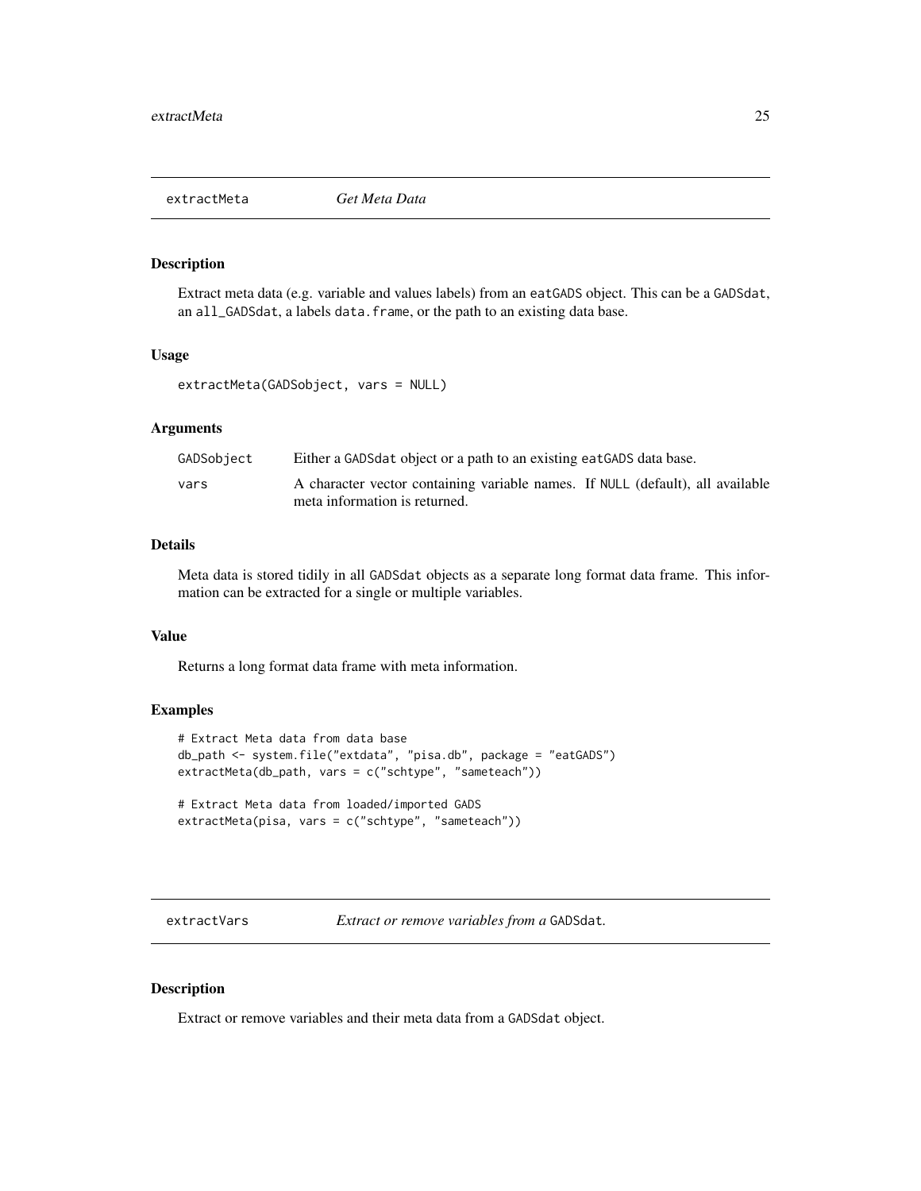## extractMeta *Get Meta Data*

### Description

Extract meta data (e.g. variable and values labels) from an eatGADS object. This can be a GADSdat, an all_GADSdat, a labels data.frame, or the path to an existing data base.

### Usage

```
extractMeta(GADSobject, vars = NULL)
```

### Arguments

| | |
|---|---|
| GADSobject | Either a GADSdat object or a path to an existing eatGADS data base. |
| vars | A character vector containing variable names. If NULL (default), all available meta information is returned. |

### Details

Meta data is stored tidily in all GADSdat objects as a separate long format data frame. This information can be extracted for a single or multiple variables.

### Value

Returns a long format data frame with meta information.

### Examples

```
# Extract Meta data from data base
db_path <- system.file("extdata", "pisa.db", package = "eatGADS")
extractMeta(db_path, vars = c("schtype", "sameteach"))

# Extract Meta data from loaded/imported GADS
extractMeta(pisa, vars = c("schtype", "sameteach"))
```

## extractVars *Extract or remove variables from a GADSdat.*

### Description

Extract or remove variables and their meta data from a GADSdat object.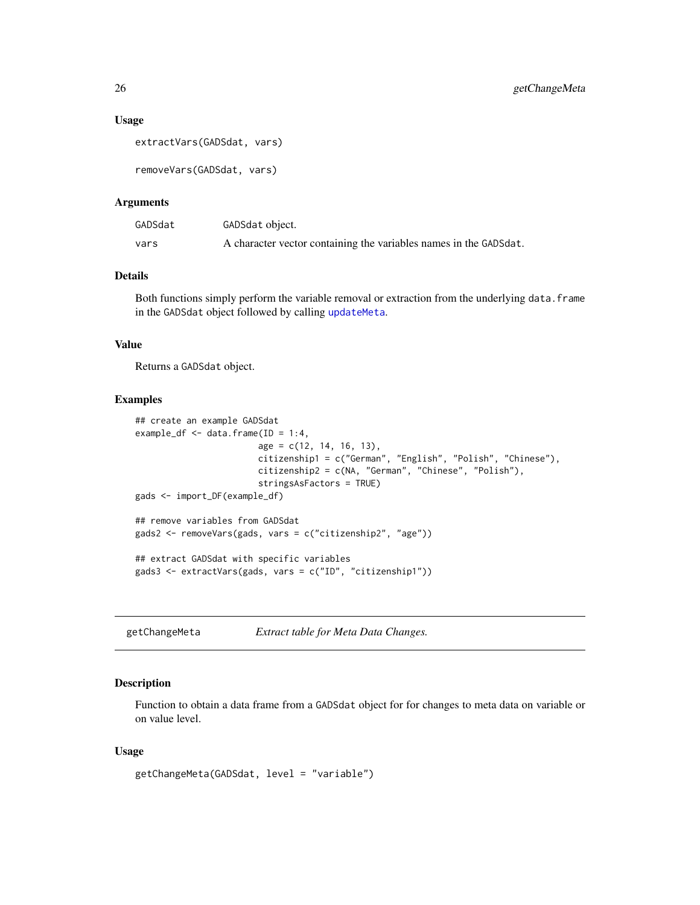### Usage

```
extractVars(GADSdat, vars)

removeVars(GADSdat, vars)
```

### Arguments

| | |
|---|---|
| GADSdat | GADSdat object. |
| vars | A character vector containing the variables names in the GADSdat. |

### Details

Both functions simply perform the variable removal or extraction from the underlying data.frame in the GADSdat object followed by calling updateMeta.

### Value

Returns a GADSdat object.

### Examples

```
## create an example GADSdat
example_df <- data.frame(ID = 1:4,
                         age = c(12, 14, 16, 13),
                         citizenship1 = c("German", "English", "Polish", "Chinese"),
                         citizenship2 = c(NA, "German", "Chinese", "Polish"),
                         stringsAsFactors = TRUE)
gads <- import_DF(example_df)

## remove variables from GADSdat
gads2 <- removeVars(gads, vars = c("citizenship2", "age"))

## extract GADSdat with specific variables
gads3 <- extractVars(gads, vars = c("ID", "citizenship1"))
```

---

## getChangeMeta *Extract table for Meta Data Changes.*

### Description

Function to obtain a data frame from a GADSdat object for for changes to meta data on variable or on value level.

### Usage

```
getChangeMeta(GADSdat, level = "variable")
```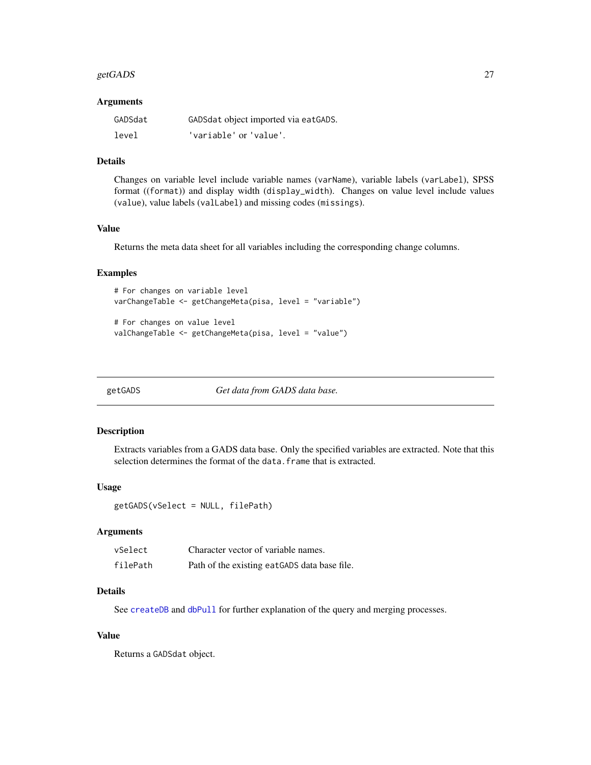### Arguments

| | |
|---|---|
| GADSdat | GADSdat object imported via eatGADS. |
| level | 'variable' or 'value'. |

### Details

Changes on variable level include variable names (varName), variable labels (varLabel), SPSS format ((format)) and display width (display_width). Changes on value level include values (value), value labels (valLabel) and missing codes (missings).

### Value

Returns the meta data sheet for all variables including the corresponding change columns.

### Examples

```
# For changes on variable level
varChangeTable <- getChangeMeta(pisa, level = "variable")

# For changes on value level
valChangeTable <- getChangeMeta(pisa, level = "value")
```

---

## getGADS *Get data from GADS data base.*

---

### Description

Extracts variables from a GADS data base. Only the specified variables are extracted. Note that this selection determines the format of the data.frame that is extracted.

### Usage

```
getGADS(vSelect = NULL, filePath)
```

### Arguments

| | |
|---|---|
| vSelect | Character vector of variable names. |
| filePath | Path of the existing eatGADS data base file. |

### Details

See createDB and dbPull for further explanation of the query and merging processes.

### Value

Returns a GADSdat object.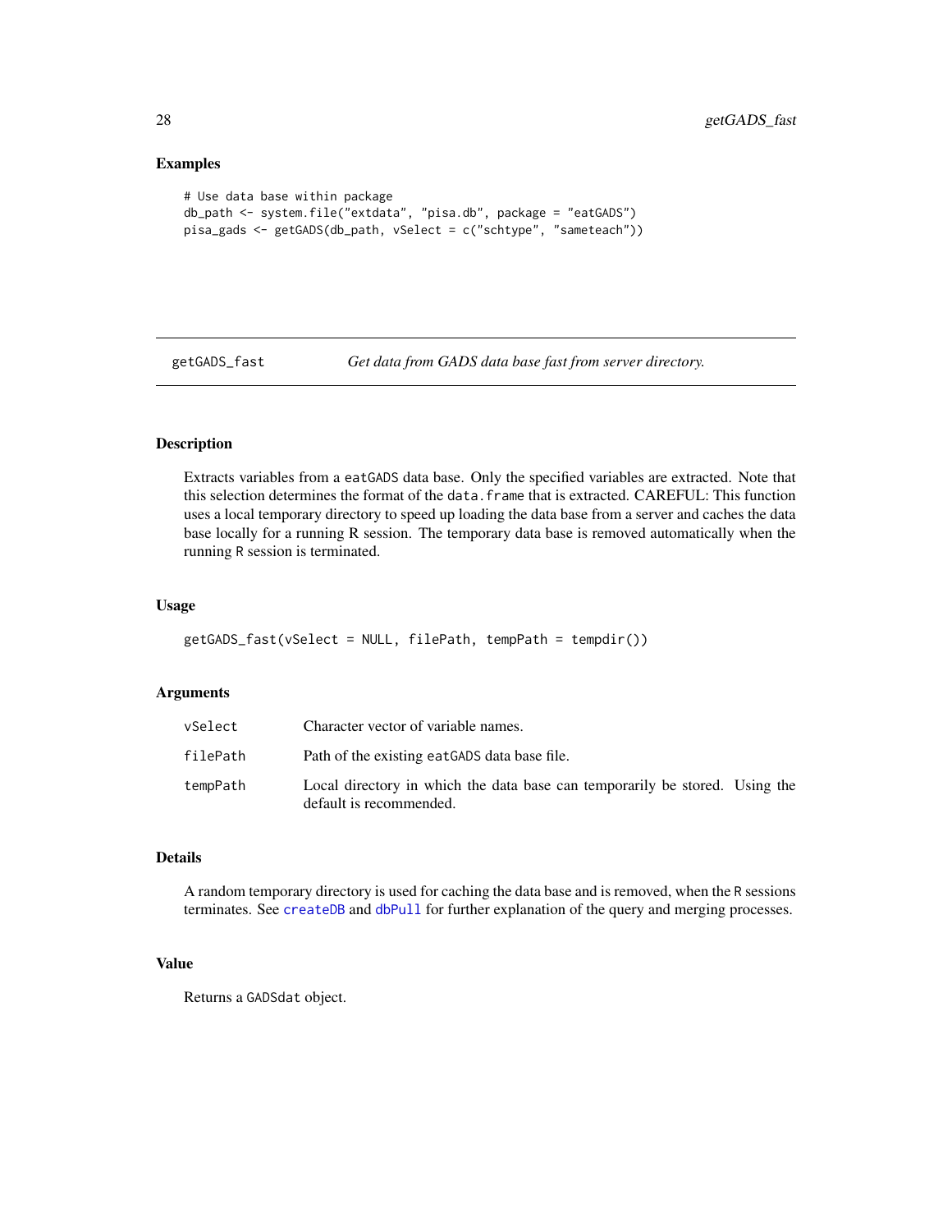### Examples

```
# Use data base within package
db_path <- system.file("extdata", "pisa.db", package = "eatGADS")
pisa_gads <- getGADS(db_path, vSelect = c("schtype", "sameteach"))
```

---

## getGADS_fast — *Get data from GADS data base fast from server directory.*

### Description

Extracts variables from a eatGADS data base. Only the specified variables are extracted. Note that this selection determines the format of the data.frame that is extracted. CAREFUL: This function uses a local temporary directory to speed up loading the data base from a server and caches the data base locally for a running R session. The temporary data base is removed automatically when the running R session is terminated.

### Usage

```
getGADS_fast(vSelect = NULL, filePath, tempPath = tempdir())
```

### Arguments

| | |
|---|---|
| vSelect | Character vector of variable names. |
| filePath | Path of the existing eatGADS data base file. |
| tempPath | Local directory in which the data base can temporarily be stored. Using the default is recommended. |

### Details

A random temporary directory is used for caching the data base and is removed, when the R sessions terminates. See createDB and dbPull for further explanation of the query and merging processes.

### Value

Returns a GADSdat object.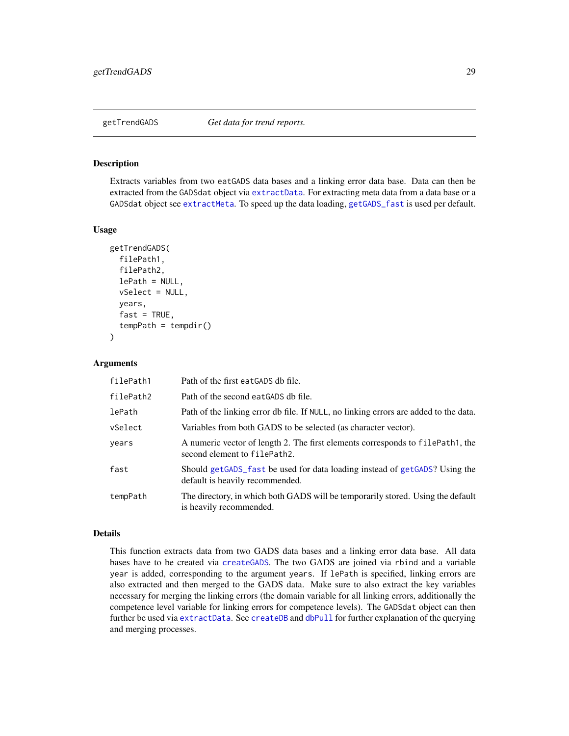getTrendGADS *Get data for trend reports.*

### Description

Extracts variables from two eatGADS data bases and a linking error data base. Data can then be extracted from the GADSdat object via extractData. For extracting meta data from a data base or a GADSdat object see extractMeta. To speed up the data loading, getGADS_fast is used per default.

### Usage

```
getTrendGADS(
  filePath1,
  filePath2,
  lePath = NULL,
  vSelect = NULL,
  years,
  fast = TRUE,
  tempPath = tempdir()
)
```

### Arguments

| | |
|---|---|
| filePath1 | Path of the first eatGADS db file. |
| filePath2 | Path of the second eatGADS db file. |
| lePath | Path of the linking error db file. If NULL, no linking errors are added to the data. |
| vSelect | Variables from both GADS to be selected (as character vector). |
| years | A numeric vector of length 2. The first elements corresponds to filePath1, the second element to filePath2. |
| fast | Should getGADS_fast be used for data loading instead of getGADS? Using the default is heavily recommended. |
| tempPath | The directory, in which both GADS will be temporarily stored. Using the default is heavily recommended. |

### Details

This function extracts data from two GADS data bases and a linking error data base. All data bases have to be created via createGADS. The two GADS are joined via rbind and a variable year is added, corresponding to the argument years. If lePath is specified, linking errors are also extracted and then merged to the GADS data. Make sure to also extract the key variables necessary for merging the linking errors (the domain variable for all linking errors, additionally the competence level variable for linking errors for competence levels). The GADSdat object can then further be used via extractData. See createDB and dbPull for further explanation of the querying and merging processes.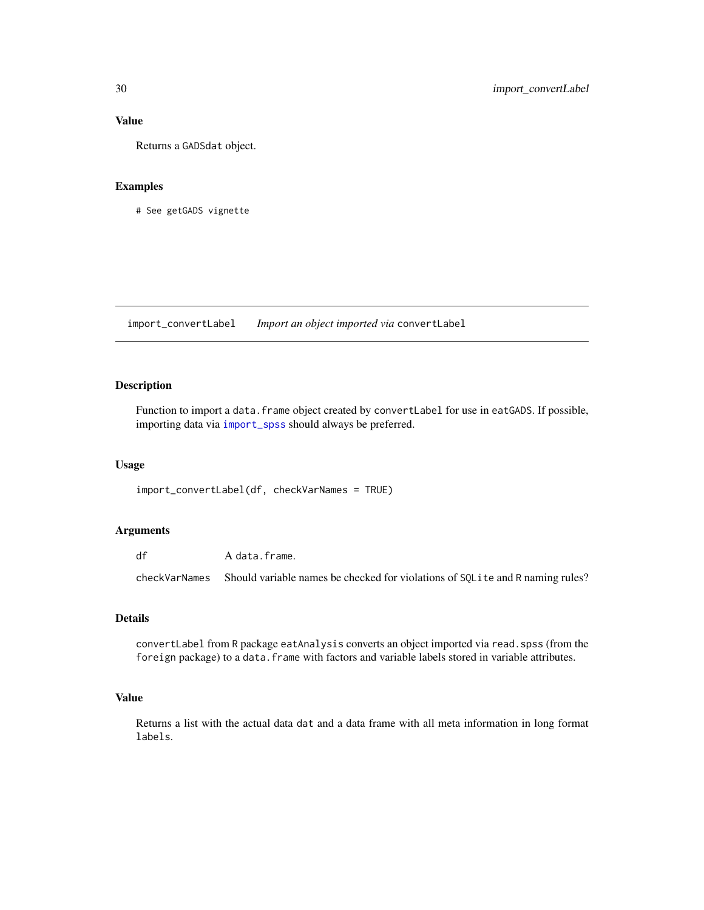### Value

Returns a `GADSdat` object.

### Examples

```
# See getGADS vignette
```

---

## import_convertLabel — *Import an object imported via* `convertLabel`

### Description

Function to import a `data.frame` object created by `convertLabel` for use in `eatGADS`. If possible, importing data via `import_spss` should always be preferred.

### Usage

```
import_convertLabel(df, checkVarNames = TRUE)
```

### Arguments

| | |
|---|---|
| `df` | A `data.frame`. |
| `checkVarNames` | Should variable names be checked for violations of `SQLite` and `R` naming rules? |

### Details

`convertLabel` from `R` package `eatAnalysis` converts an object imported via `read.spss` (from the `foreign` package) to a `data.frame` with factors and variable labels stored in variable attributes.

### Value

Returns a list with the actual data `dat` and a data frame with all meta information in long format `labels`.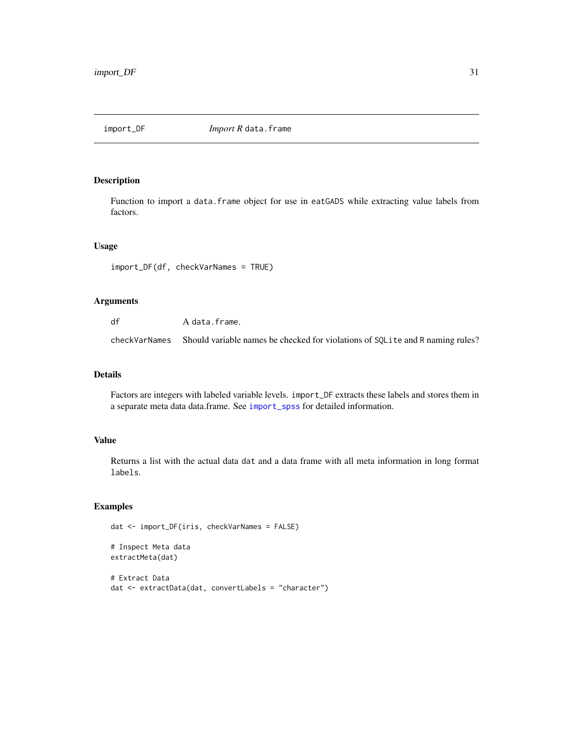# import_DF — *Import R* data.frame

## Description

Function to import a data.frame object for use in eatGADS while extracting value labels from factors.

## Usage

```
import_DF(df, checkVarNames = TRUE)
```

## Arguments

| | |
|---|---|
| df | A data.frame. |
| checkVarNames | Should variable names be checked for violations of SQLite and R naming rules? |

## Details

Factors are integers with labeled variable levels. import_DF extracts these labels and stores them in a separate meta data data.frame. See import_spss for detailed information.

## Value

Returns a list with the actual data dat and a data frame with all meta information in long format labels.

## Examples

```
dat <- import_DF(iris, checkVarNames = FALSE)

# Inspect Meta data
extractMeta(dat)

# Extract Data
dat <- extractData(dat, convertLabels = "character")
```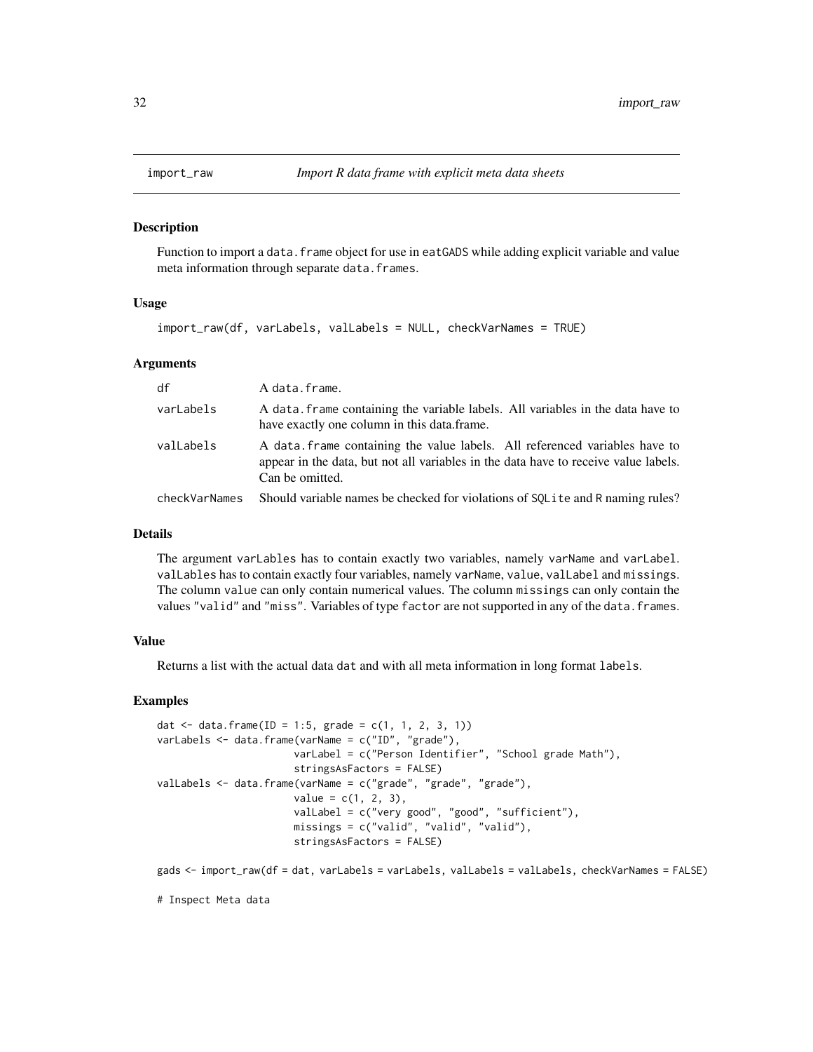## import_raw — *Import R data frame with explicit meta data sheets*

### Description

Function to import a `data.frame` object for use in `eatGADS` while adding explicit variable and value meta information through separate `data.frames`.

### Usage

```
import_raw(df, varLabels, valLabels = NULL, checkVarNames = TRUE)
```

### Arguments

| | |
|---|---|
| `df` | A `data.frame`. |
| `varLabels` | A `data.frame` containing the variable labels. All variables in the data have to have exactly one column in this data.frame. |
| `valLabels` | A `data.frame` containing the value labels. All referenced variables have to appear in the data, but not all variables in the data have to receive value labels. Can be omitted. |
| `checkVarNames` | Should variable names be checked for violations of `SQLite` and `R` naming rules? |

### Details

The argument `varLables` has to contain exactly two variables, namely `varName` and `varLabel`. `valLables` has to contain exactly four variables, namely `varName`, `value`, `valLabel` and `missings`. The column `value` can only contain numerical values. The column `missings` can only contain the values `"valid"` and `"miss"`. Variables of type `factor` are not supported in any of the `data.frames`.

### Value

Returns a list with the actual data `dat` and with all meta information in long format `labels`.

### Examples

```
dat <- data.frame(ID = 1:5, grade = c(1, 1, 2, 3, 1))
varLabels <- data.frame(varName = c("ID", "grade"),
                        varLabel = c("Person Identifier", "School grade Math"),
                        stringsAsFactors = FALSE)
valLabels <- data.frame(varName = c("grade", "grade", "grade"),
                        value = c(1, 2, 3),
                        valLabel = c("very good", "good", "sufficient"),
                        missings = c("valid", "valid", "valid"),
                        stringsAsFactors = FALSE)

gads <- import_raw(df = dat, varLabels = varLabels, valLabels = valLabels, checkVarNames = FALSE)

# Inspect Meta data
```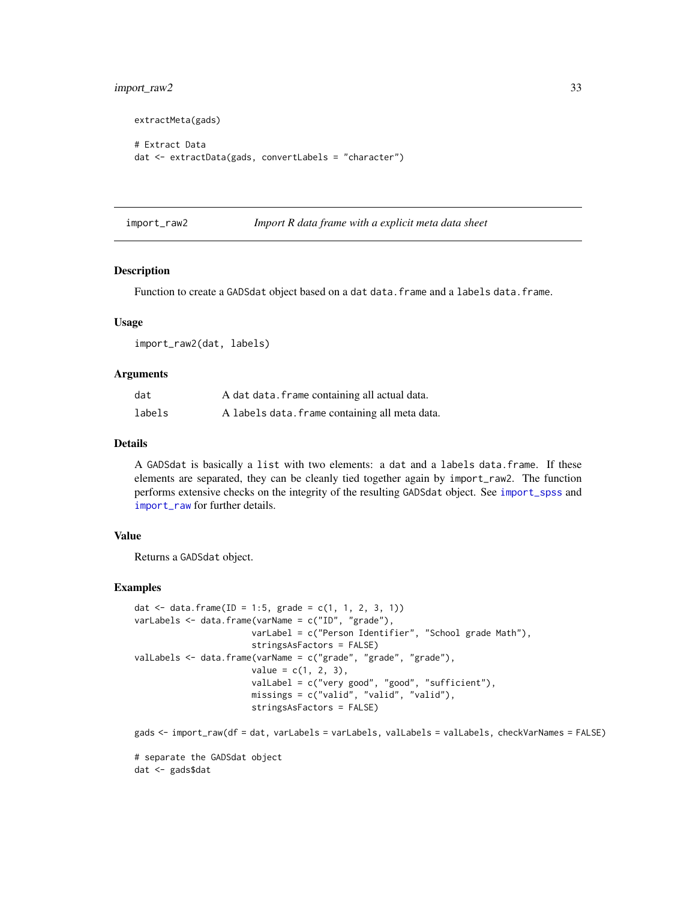```
extractMeta(gads)

# Extract Data
dat <- extractData(gads, convertLabels = "character")
```

## import_raw2 — *Import R data frame with a explicit meta data sheet*

### Description

Function to create a GADSdat object based on a dat data.frame and a labels data.frame.

### Usage

```
import_raw2(dat, labels)
```

### Arguments

| | |
|---|---|
| dat | A dat data.frame containing all actual data. |
| labels | A labels data.frame containing all meta data. |

### Details

A GADSdat is basically a list with two elements: a dat and a labels data.frame. If these elements are separated, they can be cleanly tied together again by import_raw2. The function performs extensive checks on the integrity of the resulting GADSdat object. See import_spss and import_raw for further details.

### Value

Returns a GADSdat object.

### Examples

```
dat <- data.frame(ID = 1:5, grade = c(1, 1, 2, 3, 1))
varLabels <- data.frame(varName = c("ID", "grade"),
                        varLabel = c("Person Identifier", "School grade Math"),
                        stringsAsFactors = FALSE)
valLabels <- data.frame(varName = c("grade", "grade", "grade"),
                        value = c(1, 2, 3),
                        valLabel = c("very good", "good", "sufficient"),
                        missings = c("valid", "valid", "valid"),
                        stringsAsFactors = FALSE)

gads <- import_raw(df = dat, varLabels = varLabels, valLabels = valLabels, checkVarNames = FALSE)

# separate the GADSdat object
dat <- gads$dat
```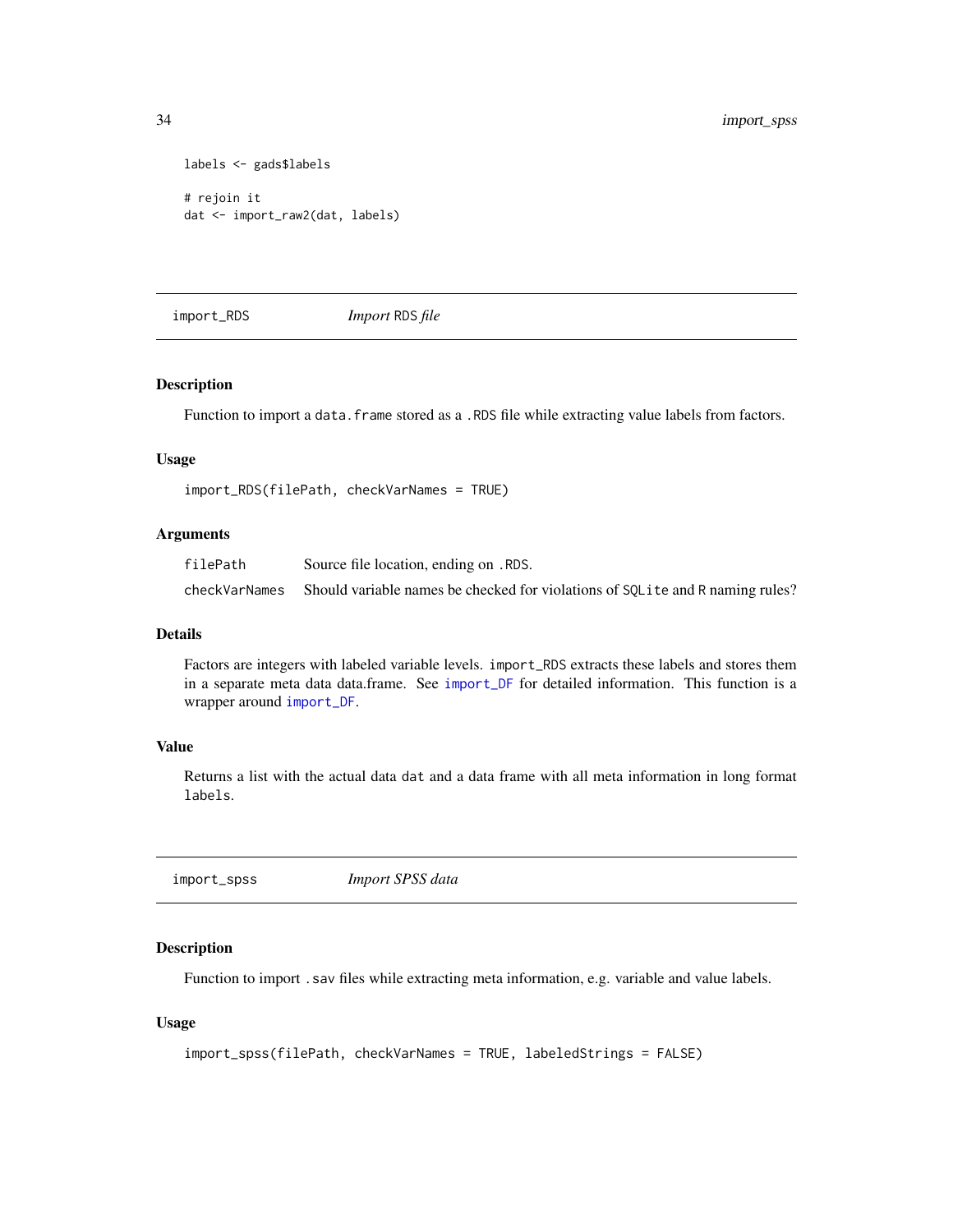```
labels <- gads$labels

# rejoin it
dat <- import_raw2(dat, labels)
```

## import_RDS *Import RDS file*

### Description

Function to import a `data.frame` stored as a `.RDS` file while extracting value labels from factors.

### Usage

```
import_RDS(filePath, checkVarNames = TRUE)
```

### Arguments

| | |
|---|---|
| filePath | Source file location, ending on `.RDS`. |
| checkVarNames | Should variable names be checked for violations of `SQLite` and `R` naming rules? |

### Details

Factors are integers with labeled variable levels. `import_RDS` extracts these labels and stores them in a separate meta data data.frame. See `import_DF` for detailed information. This function is a wrapper around `import_DF`.

### Value

Returns a list with the actual data `dat` and a data frame with all meta information in long format `labels`.

## import_spss *Import SPSS data*

### Description

Function to import `.sav` files while extracting meta information, e.g. variable and value labels.

### Usage

```
import_spss(filePath, checkVarNames = TRUE, labeledStrings = FALSE)
```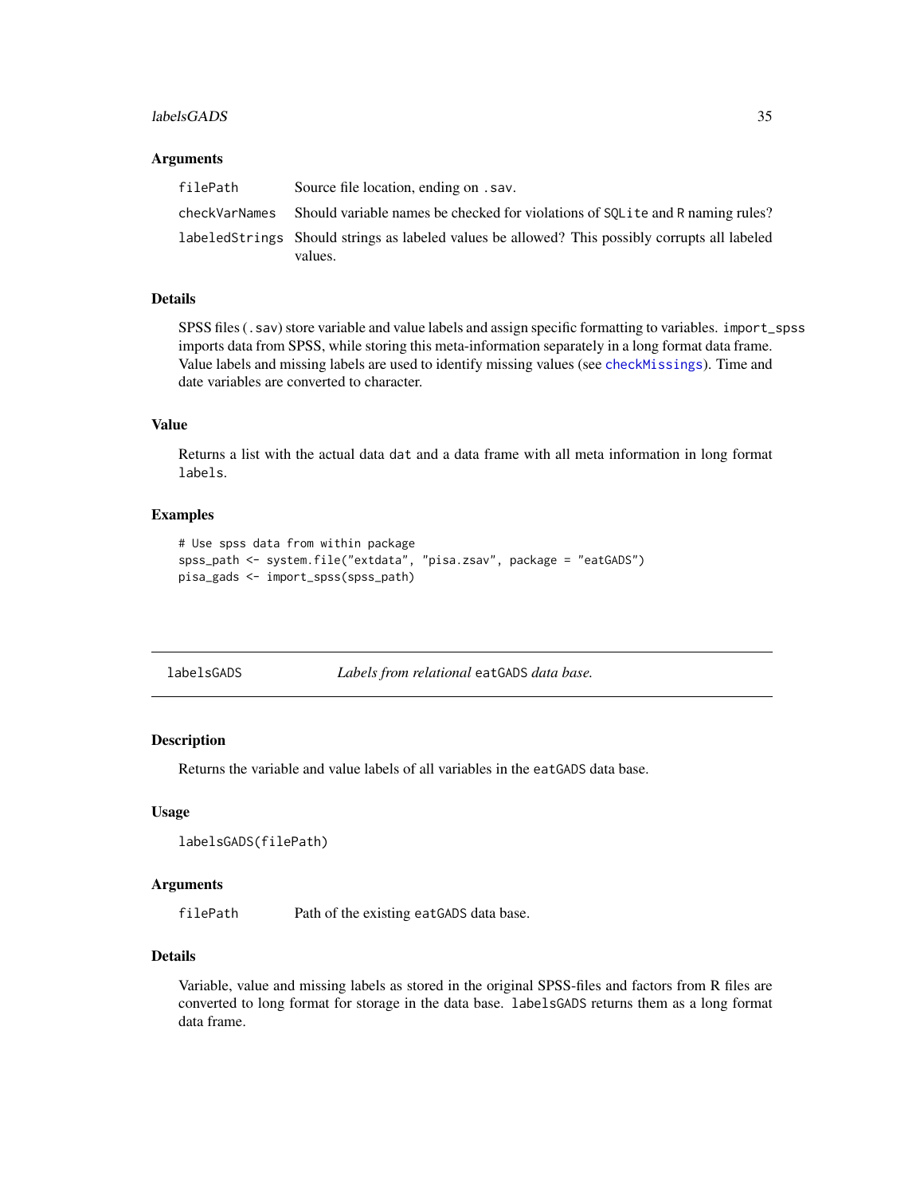### Arguments

| | |
|---|---|
| `filePath` | Source file location, ending on `.sav`. |
| `checkVarNames` | Should variable names be checked for violations of `SQLite` and `R` naming rules? |
| `labeledStrings` | Should strings as labeled values be allowed? This possibly corrupts all labeled values. |

### Details

SPSS files (`.sav`) store variable and value labels and assign specific formatting to variables. `import_spss` imports data from SPSS, while storing this meta-information separately in a long format data frame. Value labels and missing labels are used to identify missing values (see `checkMissings`). Time and date variables are converted to character.

### Value

Returns a list with the actual data `dat` and a data frame with all meta information in long format `labels`.

### Examples

```
# Use spss data from within package
spss_path <- system.file("extdata", "pisa.zsav", package = "eatGADS")
pisa_gads <- import_spss(spss_path)
```

---

## labelsGADS — *Labels from relational* `eatGADS` *data base.*

---

### Description

Returns the variable and value labels of all variables in the `eatGADS` data base.

### Usage

```
labelsGADS(filePath)
```

### Arguments

| | |
|---|---|
| `filePath` | Path of the existing `eatGADS` data base. |

### Details

Variable, value and missing labels as stored in the original SPSS-files and factors from R files are converted to long format for storage in the data base. `labelsGADS` returns them as a long format data frame.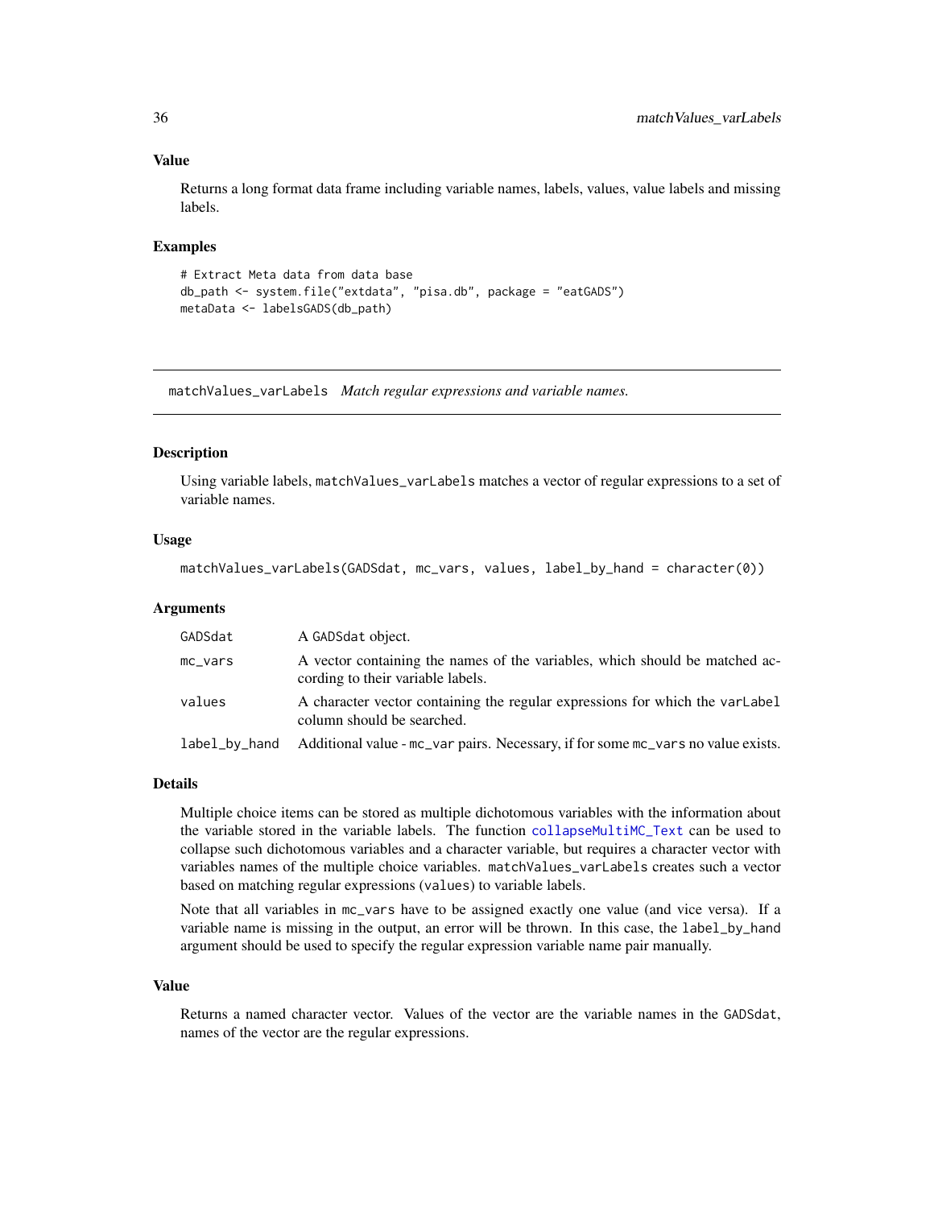### Value

Returns a long format data frame including variable names, labels, values, value labels and missing labels.

### Examples

```
# Extract Meta data from data base
db_path <- system.file("extdata", "pisa.db", package = "eatGADS")
metaData <- labelsGADS(db_path)
```

---

## matchValues_varLabels *Match regular expressions and variable names.*

---

### Description

Using variable labels, `matchValues_varLabels` matches a vector of regular expressions to a set of variable names.

### Usage

```
matchValues_varLabels(GADSdat, mc_vars, values, label_by_hand = character(0))
```

### Arguments

| | |
|---|---|
| `GADSdat` | A `GADSdat` object. |
| `mc_vars` | A vector containing the names of the variables, which should be matched according to their variable labels. |
| `values` | A character vector containing the regular expressions for which the `varLabel` column should be searched. |
| `label_by_hand` | Additional value - `mc_var` pairs. Necessary, if for some `mc_vars` no value exists. |

### Details

Multiple choice items can be stored as multiple dichotomous variables with the information about the variable stored in the variable labels. The function `collapseMultiMC_Text` can be used to collapse such dichotomous variables and a character variable, but requires a character vector with variables names of the multiple choice variables. `matchValues_varLabels` creates such a vector based on matching regular expressions (`values`) to variable labels.

Note that all variables in `mc_vars` have to be assigned exactly one value (and vice versa). If a variable name is missing in the output, an error will be thrown. In this case, the `label_by_hand` argument should be used to specify the regular expression variable name pair manually.

### Value

Returns a named character vector. Values of the vector are the variable names in the `GADSdat`, names of the vector are the regular expressions.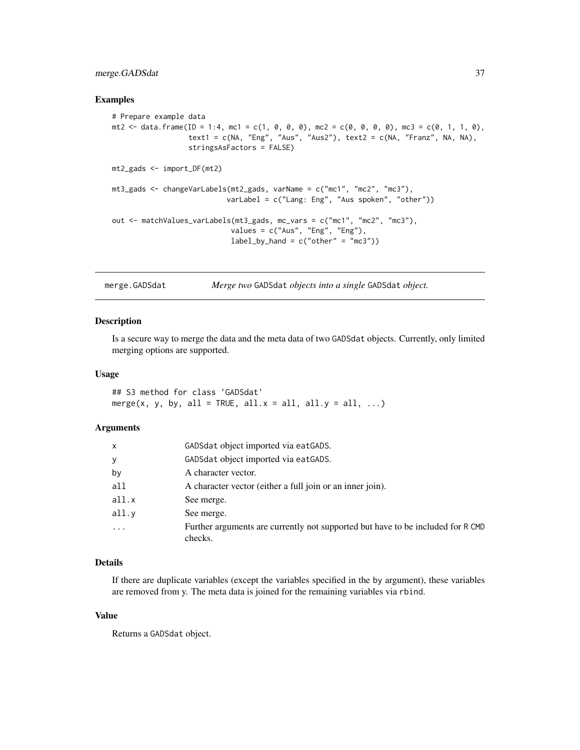### Examples

```
# Prepare example data
mt2 <- data.frame(ID = 1:4, mc1 = c(1, 0, 0, 0), mc2 = c(0, 0, 0, 0), mc3 = c(0, 1, 1, 0),
                  text1 = c(NA, "Eng", "Aus", "Aus2"), text2 = c(NA, "Franz", NA, NA),
                  stringsAsFactors = FALSE)

mt2_gads <- import_DF(mt2)

mt3_gads <- changeVarLabels(mt2_gads, varName = c("mc1", "mc2", "mc3"),
                            varLabel = c("Lang: Eng", "Aus spoken", "other"))

out <- matchValues_varLabels(mt3_gads, mc_vars = c("mc1", "mc2", "mc3"),
                             values = c("Aus", "Eng", "Eng"),
                             label_by_hand = c("other" = "mc3"))
```

## merge.GADSdat — *Merge two* GADSdat *objects into a single* GADSdat *object.*

### Description

Is a secure way to merge the data and the meta data of two GADSdat objects. Currently, only limited merging options are supported.

### Usage

```
## S3 method for class 'GADSdat'
merge(x, y, by, all = TRUE, all.x = all, all.y = all, ...)
```

### Arguments

| | |
|---|---|
| x | GADSdat object imported via eatGADS. |
| y | GADSdat object imported via eatGADS. |
| by | A character vector. |
| all | A character vector (either a full join or an inner join). |
| all.x | See merge. |
| all.y | See merge. |
| ... | Further arguments are currently not supported but have to be included for R CMD checks. |

### Details

If there are duplicate variables (except the variables specified in the by argument), these variables are removed from y. The meta data is joined for the remaining variables via rbind.

### Value

Returns a GADSdat object.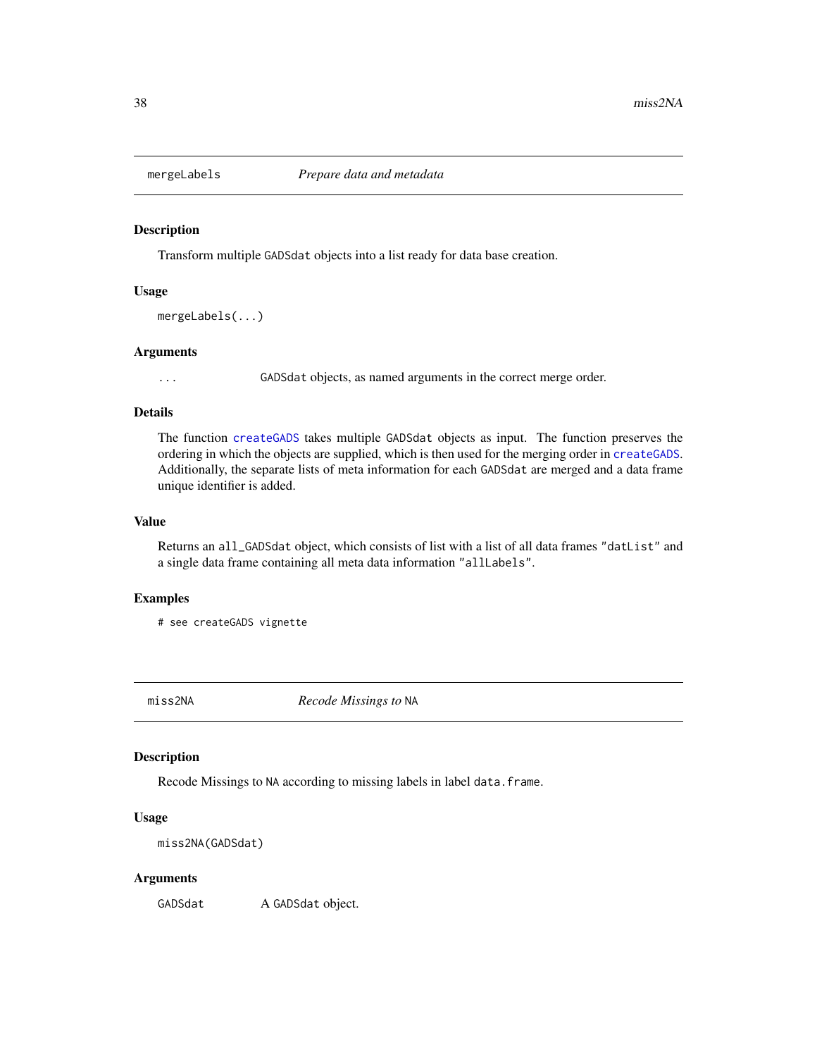## mergeLabels *Prepare data and metadata*

### Description

Transform multiple `GADSdat` objects into a list ready for data base creation.

### Usage

```
mergeLabels(...)
```

### Arguments

| | |
|---|---|
| `...` | `GADSdat` objects, as named arguments in the correct merge order. |

### Details

The function `createGADS` takes multiple `GADSdat` objects as input. The function preserves the ordering in which the objects are supplied, which is then used for the merging order in `createGADS`. Additionally, the separate lists of meta information for each `GADSdat` are merged and a data frame unique identifier is added.

### Value

Returns an `all_GADSdat` object, which consists of list with a list of all data frames `"datList"` and a single data frame containing all meta data information `"allLabels"`.

### Examples

```
# see createGADS vignette
```

## miss2NA *Recode Missings to* `NA`

### Description

Recode Missings to `NA` according to missing labels in label `data.frame`.

### Usage

```
miss2NA(GADSdat)
```

### Arguments

| | |
|---|---|
| `GADSdat` | A `GADSdat` object. |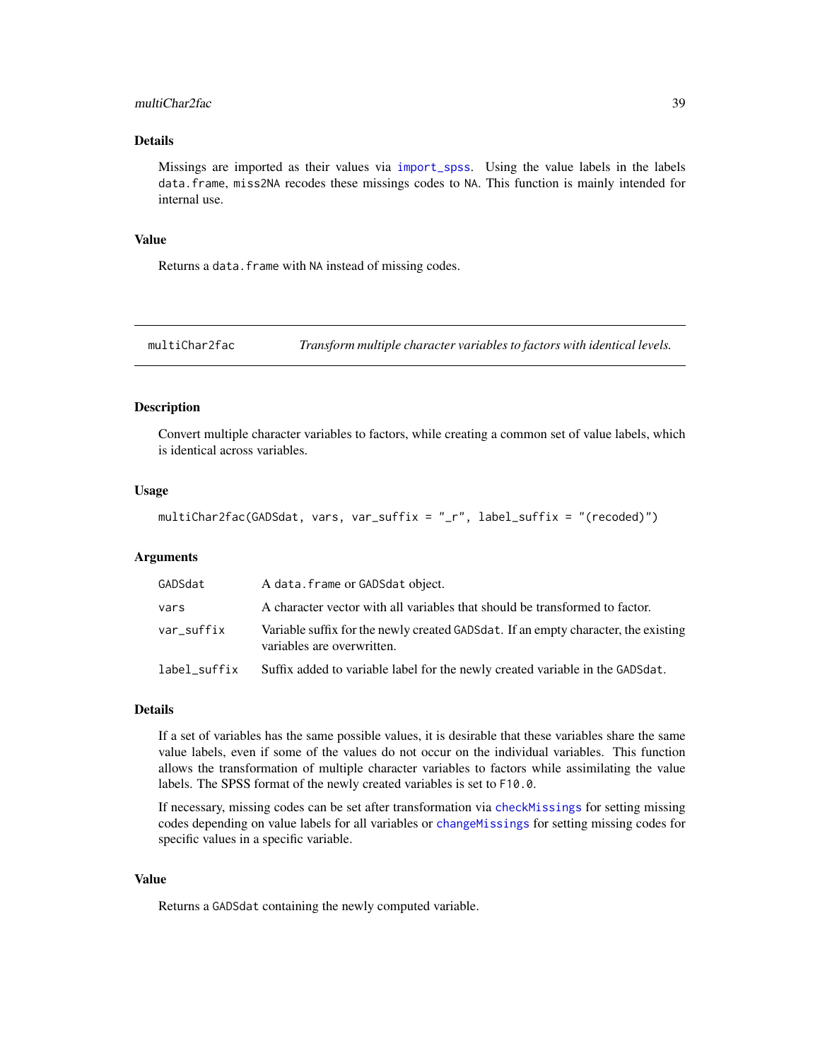### Details

Missings are imported as their values via import_spss. Using the value labels in the labels data.frame, miss2NA recodes these missings codes to NA. This function is mainly intended for internal use.

### Value

Returns a data.frame with NA instead of missing codes.

---

## multiChar2fac — *Transform multiple character variables to factors with identical levels.*

### Description

Convert multiple character variables to factors, while creating a common set of value labels, which is identical across variables.

### Usage

```
multiChar2fac(GADSdat, vars, var_suffix = "_r", label_suffix = "(recoded)")
```

### Arguments

| Argument | Description |
|---|---|
| GADSdat | A data.frame or GADSdat object. |
| vars | A character vector with all variables that should be transformed to factor. |
| var_suffix | Variable suffix for the newly created GADSdat. If an empty character, the existing variables are overwritten. |
| label_suffix | Suffix added to variable label for the newly created variable in the GADSdat. |

### Details

If a set of variables has the same possible values, it is desirable that these variables share the same value labels, even if some of the values do not occur on the individual variables. This function allows the transformation of multiple character variables to factors while assimilating the value labels. The SPSS format of the newly created variables is set to F10.0.

If necessary, missing codes can be set after transformation via checkMissings for setting missing codes depending on value labels for all variables or changeMissings for setting missing codes for specific values in a specific variable.

### Value

Returns a GADSdat containing the newly computed variable.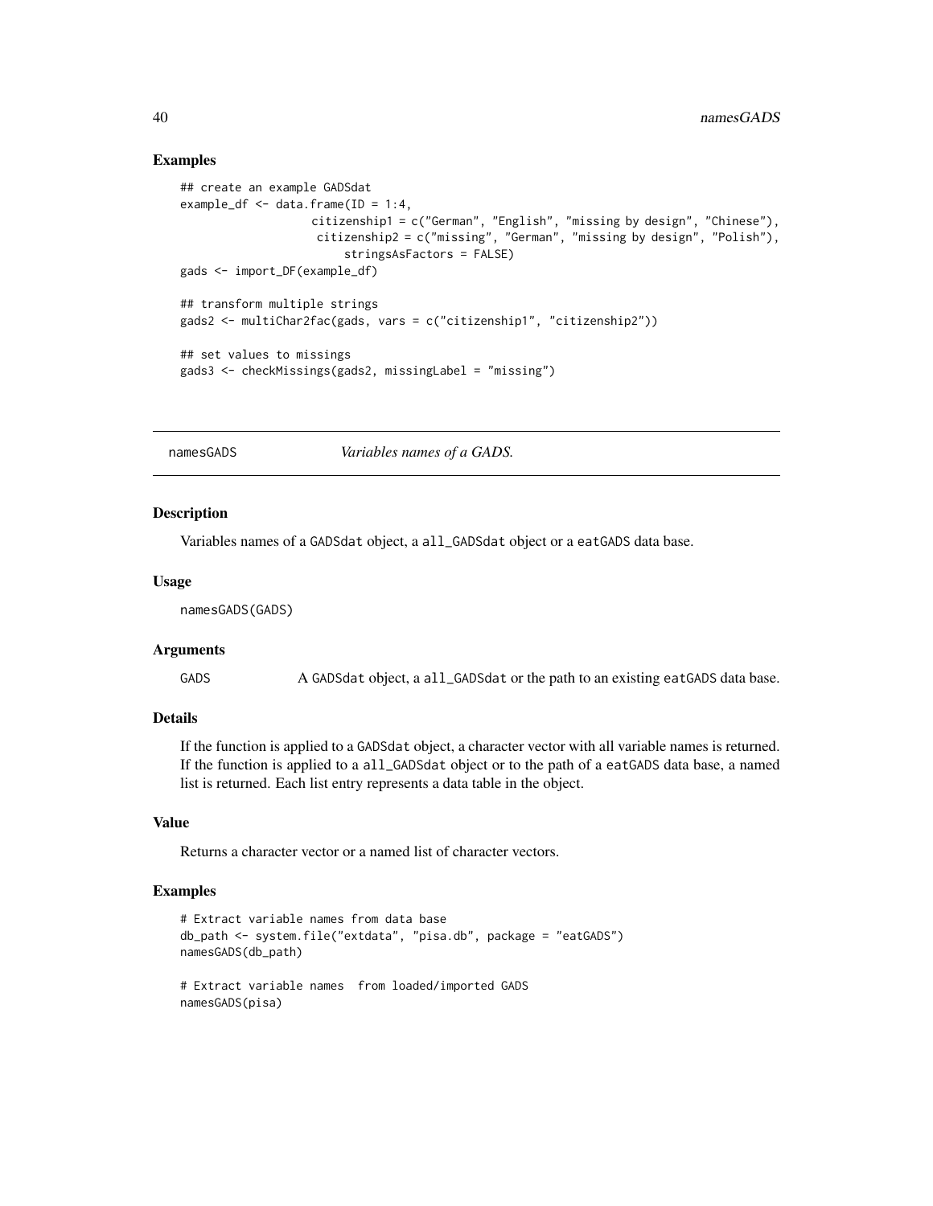### Examples

```
## create an example GADSdat
example_df <- data.frame(ID = 1:4,
                   citizenship1 = c("German", "English", "missing by design", "Chinese"),
                    citizenship2 = c("missing", "German", "missing by design", "Polish"),
                        stringsAsFactors = FALSE)
gads <- import_DF(example_df)

## transform multiple strings
gads2 <- multiChar2fac(gads, vars = c("citizenship1", "citizenship2"))

## set values to missings
gads3 <- checkMissings(gads2, missingLabel = "missing")
```

## namesGADS — *Variables names of a GADS.*

### Description

Variables names of a GADSdat object, a all_GADSdat object or a eatGADS data base.

### Usage

```
namesGADS(GADS)
```

### Arguments

| | |
|---|---|
| GADS | A GADSdat object, a all_GADSdat or the path to an existing eatGADS data base. |

### Details

If the function is applied to a GADSdat object, a character vector with all variable names is returned. If the function is applied to a all_GADSdat object or to the path of a eatGADS data base, a named list is returned. Each list entry represents a data table in the object.

### Value

Returns a character vector or a named list of character vectors.

### Examples

```
# Extract variable names from data base
db_path <- system.file("extdata", "pisa.db", package = "eatGADS")
namesGADS(db_path)

# Extract variable names  from loaded/imported GADS
namesGADS(pisa)
```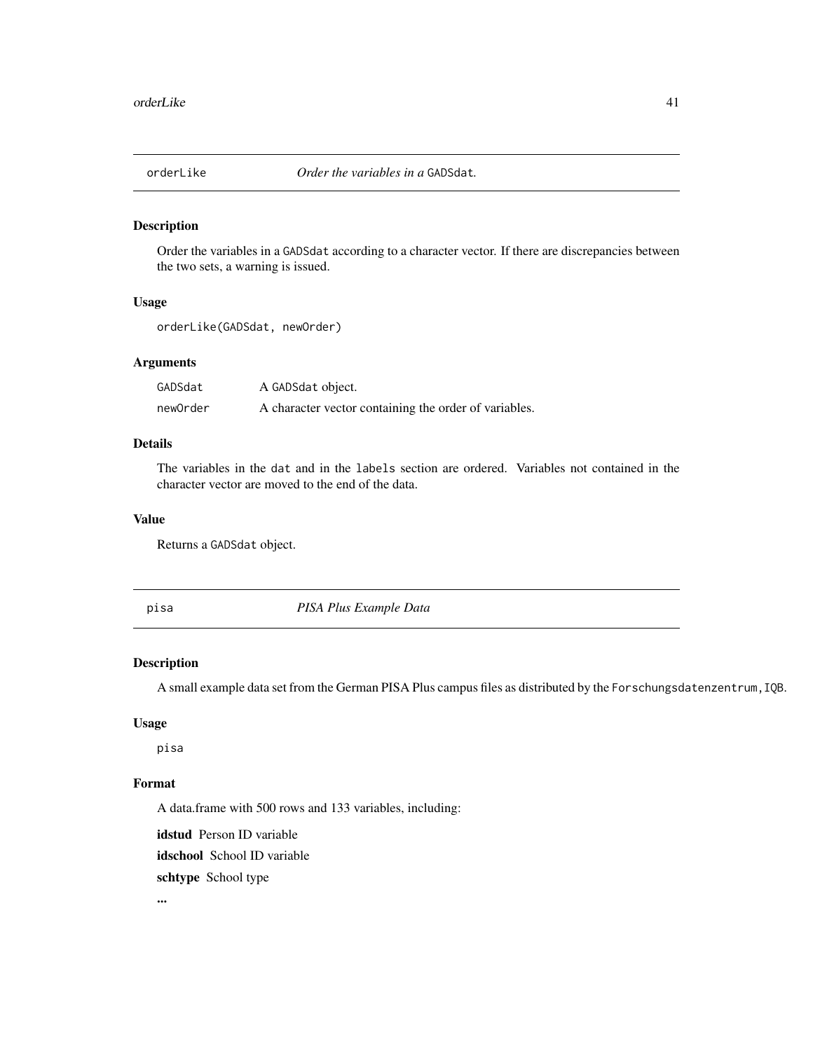## orderLike — *Order the variables in a* `GADSdat`.

### Description

Order the variables in a GADSdat according to a character vector. If there are discrepancies between the two sets, a warning is issued.

### Usage

```
orderLike(GADSdat, newOrder)
```

### Arguments

| | |
|---|---|
| GADSdat | A GADSdat object. |
| newOrder | A character vector containing the order of variables. |

### Details

The variables in the dat and in the labels section are ordered. Variables not contained in the character vector are moved to the end of the data.

### Value

Returns a GADSdat object.

## pisa — *PISA Plus Example Data*

### Description

A small example data set from the German PISA Plus campus files as distributed by the Forschungsdatenzentrum, IQB.

### Usage

```
pisa
```

### Format

A data.frame with 500 rows and 133 variables, including:

**idstud** Person ID variable

**idschool** School ID variable

**schtype** School type

**...**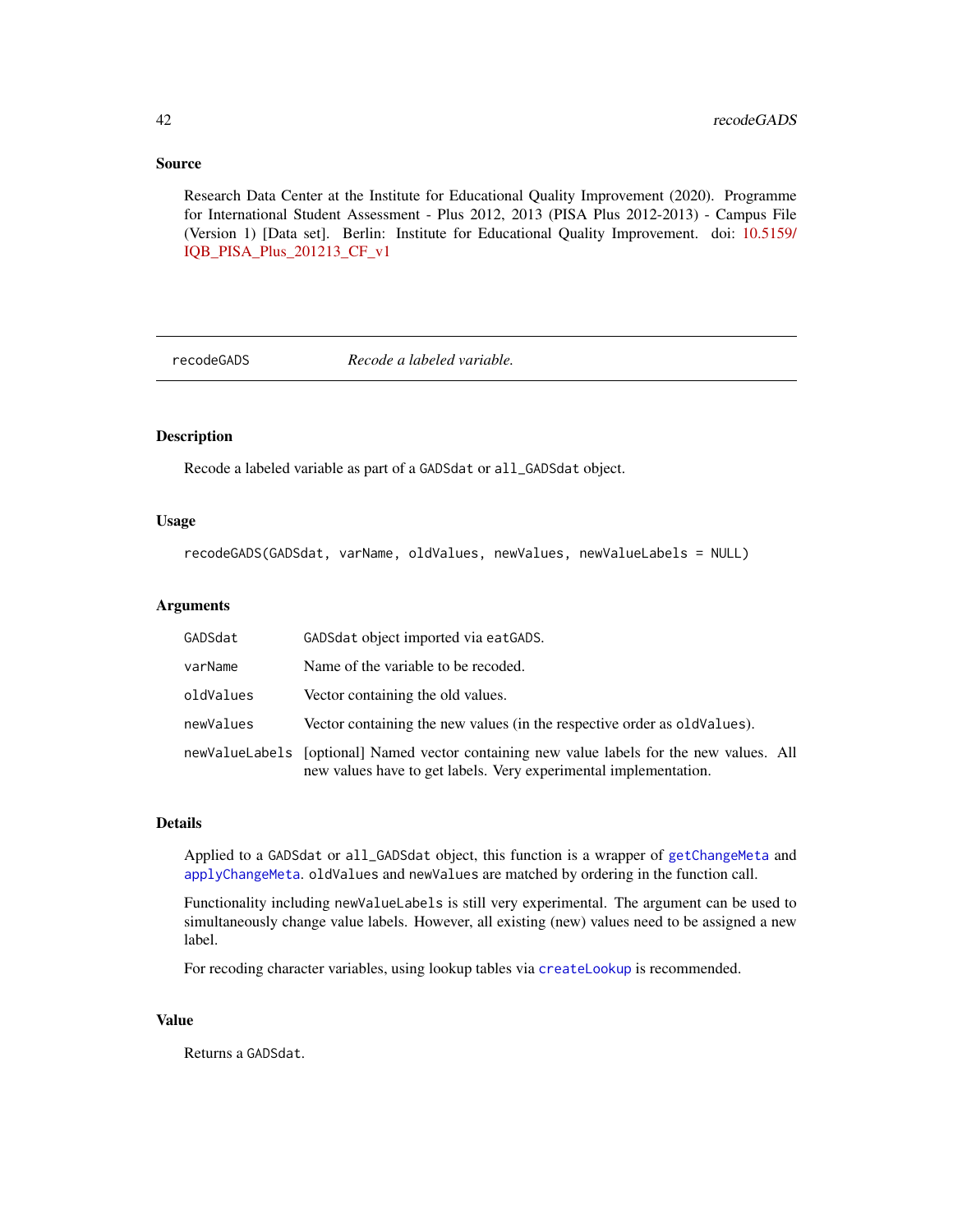### Source

Research Data Center at the Institute for Educational Quality Improvement (2020). Programme for International Student Assessment - Plus 2012, 2013 (PISA Plus 2012-2013) - Campus File (Version 1) [Data set]. Berlin: Institute for Educational Quality Improvement. doi: 10.5159/IQB_PISA_Plus_201213_CF_v1

---

## recodeGADS — *Recode a labeled variable.*

### Description

Recode a labeled variable as part of a `GADSdat` or `all_GADSdat` object.

### Usage

```
recodeGADS(GADSdat, varName, oldValues, newValues, newValueLabels = NULL)
```

### Arguments

| | |
|---|---|
| `GADSdat` | `GADSdat` object imported via `eatGADS`. |
| `varName` | Name of the variable to be recoded. |
| `oldValues` | Vector containing the old values. |
| `newValues` | Vector containing the new values (in the respective order as `oldValues`). |
| `newValueLabels` | [optional] Named vector containing new value labels for the new values. All new values have to get labels. Very experimental implementation. |

### Details

Applied to a `GADSdat` or `all_GADSdat` object, this function is a wrapper of `getChangeMeta` and `applyChangeMeta`. `oldValues` and `newValues` are matched by ordering in the function call.

Functionality including `newValueLabels` is still very experimental. The argument can be used to simultaneously change value labels. However, all existing (new) values need to be assigned a new label.

For recoding character variables, using lookup tables via `createLookup` is recommended.

### Value

Returns a `GADSdat`.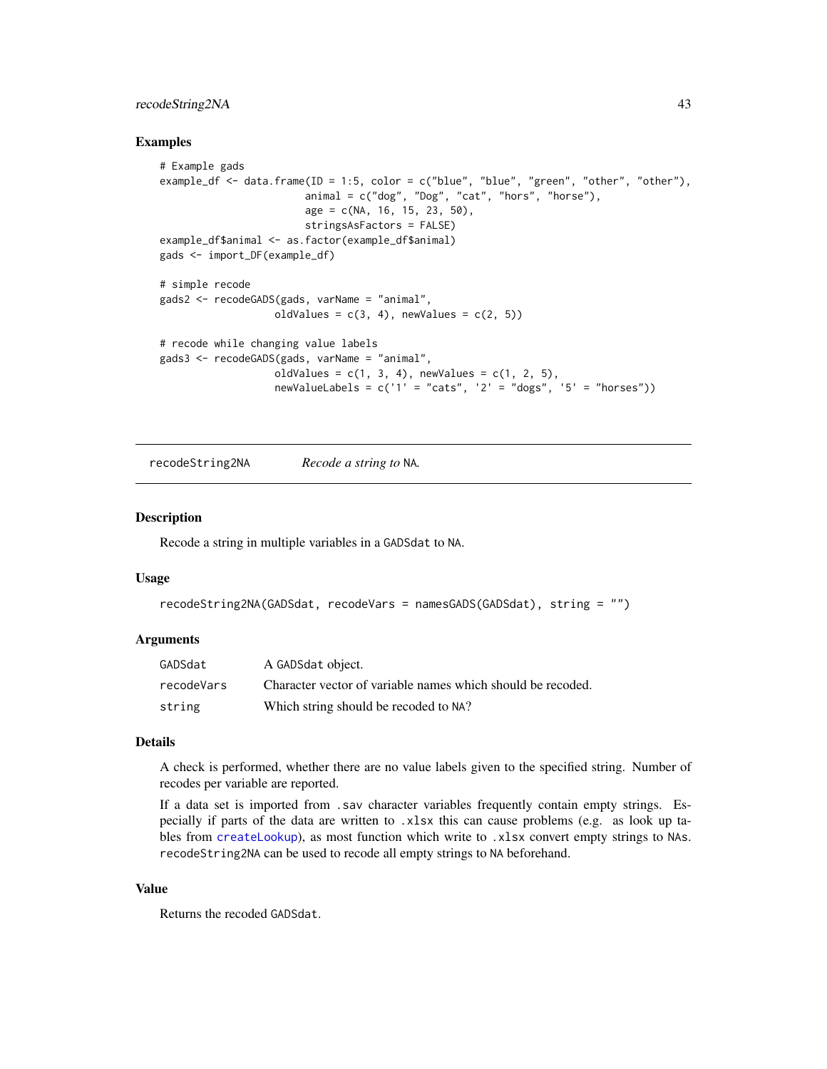## Examples

```
# Example gads
example_df <- data.frame(ID = 1:5, color = c("blue", "blue", "green", "other", "other"),
                         animal = c("dog", "Dog", "cat", "hors", "horse"),
                         age = c(NA, 16, 15, 23, 50),
                         stringsAsFactors = FALSE)
example_df$animal <- as.factor(example_df$animal)
gads <- import_DF(example_df)

# simple recode
gads2 <- recodeGADS(gads, varName = "animal",
                    oldValues = c(3, 4), newValues = c(2, 5))

# recode while changing value labels
gads3 <- recodeGADS(gads, varName = "animal",
                    oldValues = c(1, 3, 4), newValues = c(1, 2, 5),
                    newValueLabels = c('1' = "cats", '2' = "dogs", '5' = "horses"))
```

---

# recodeString2NA — *Recode a string to* `NA`.

## Description

Recode a string in multiple variables in a `GADSdat` to `NA`.

## Usage

```
recodeString2NA(GADSdat, recodeVars = namesGADS(GADSdat), string = "")
```

## Arguments

| | |
|---|---|
| `GADSdat` | A `GADSdat` object. |
| `recodeVars` | Character vector of variable names which should be recoded. |
| `string` | Which string should be recoded to `NA`? |

## Details

A check is performed, whether there are no value labels given to the specified string. Number of recodes per variable are reported.

If a data set is imported from `.sav` character variables frequently contain empty strings. Especially if parts of the data are written to `.xlsx` this can cause problems (e.g. as look up tables from `createLookup`), as most function which write to `.xlsx` convert empty strings to `NA`s. `recodeString2NA` can be used to recode all empty strings to `NA` beforehand.

## Value

Returns the recoded `GADSdat`.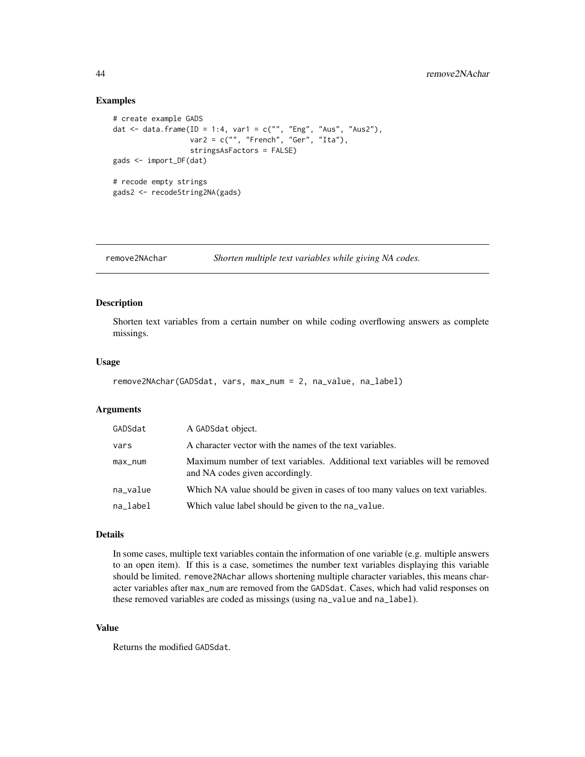### Examples

```
# create example GADS
dat <- data.frame(ID = 1:4, var1 = c("", "Eng", "Aus", "Aus2"),
                  var2 = c("", "French", "Ger", "Ita"),
                  stringsAsFactors = FALSE)
gads <- import_DF(dat)

# recode empty strings
gads2 <- recodeString2NA(gads)
```

---

## remove2NAchar — *Shorten multiple text variables while giving NA codes.*

---

### Description

Shorten text variables from a certain number on while coding overflowing answers as complete missings.

### Usage

```
remove2NAchar(GADSdat, vars, max_num = 2, na_value, na_label)
```

### Arguments

| | |
|---|---|
| GADSdat | A GADSdat object. |
| vars | A character vector with the names of the text variables. |
| max_num | Maximum number of text variables. Additional text variables will be removed and NA codes given accordingly. |
| na_value | Which NA value should be given in cases of too many values on text variables. |
| na_label | Which value label should be given to the na_value. |

### Details

In some cases, multiple text variables contain the information of one variable (e.g. multiple answers to an open item). If this is a case, sometimes the number text variables displaying this variable should be limited. remove2NAchar allows shortening multiple character variables, this means character variables after max_num are removed from the GADSdat. Cases, which had valid responses on these removed variables are coded as missings (using na_value and na_label).

### Value

Returns the modified GADSdat.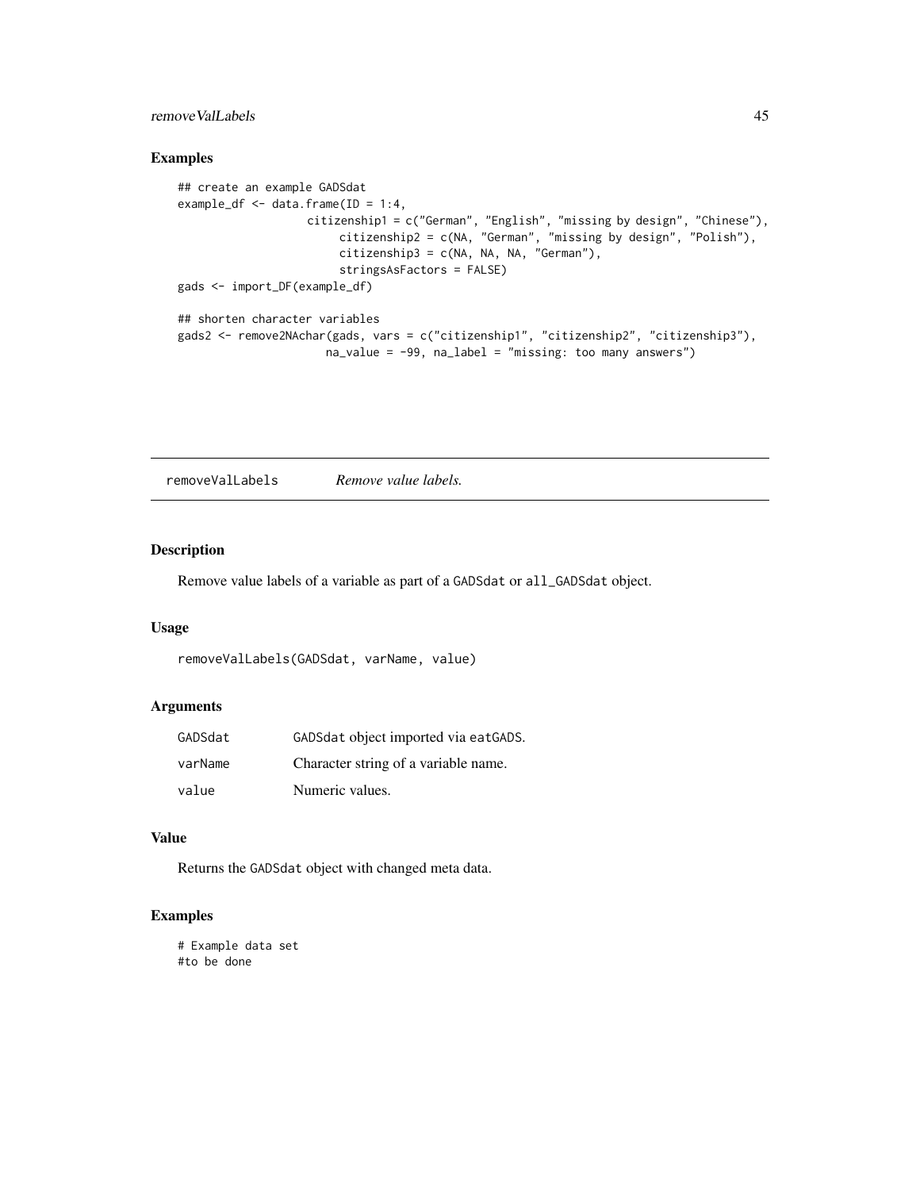## Examples

```
## create an example GADSdat
example_df <- data.frame(ID = 1:4,
                   citizenship1 = c("German", "English", "missing by design", "Chinese"),
                        citizenship2 = c(NA, "German", "missing by design", "Polish"),
                        citizenship3 = c(NA, NA, NA, "German"),
                        stringsAsFactors = FALSE)
gads <- import_DF(example_df)

## shorten character variables
gads2 <- remove2NAchar(gads, vars = c("citizenship1", "citizenship2", "citizenship3"),
                     na_value = -99, na_label = "missing: too many answers")
```

---

# removeValLabels *Remove value labels.*

## Description

Remove value labels of a variable as part of a GADSdat or all_GADSdat object.

## Usage

```
removeValLabels(GADSdat, varName, value)
```

## Arguments

| | |
|---|---|
| GADSdat | GADSdat object imported via eatGADS. |
| varName | Character string of a variable name. |
| value | Numeric values. |

## Value

Returns the GADSdat object with changed meta data.

## Examples

```
# Example data set
#to be done
```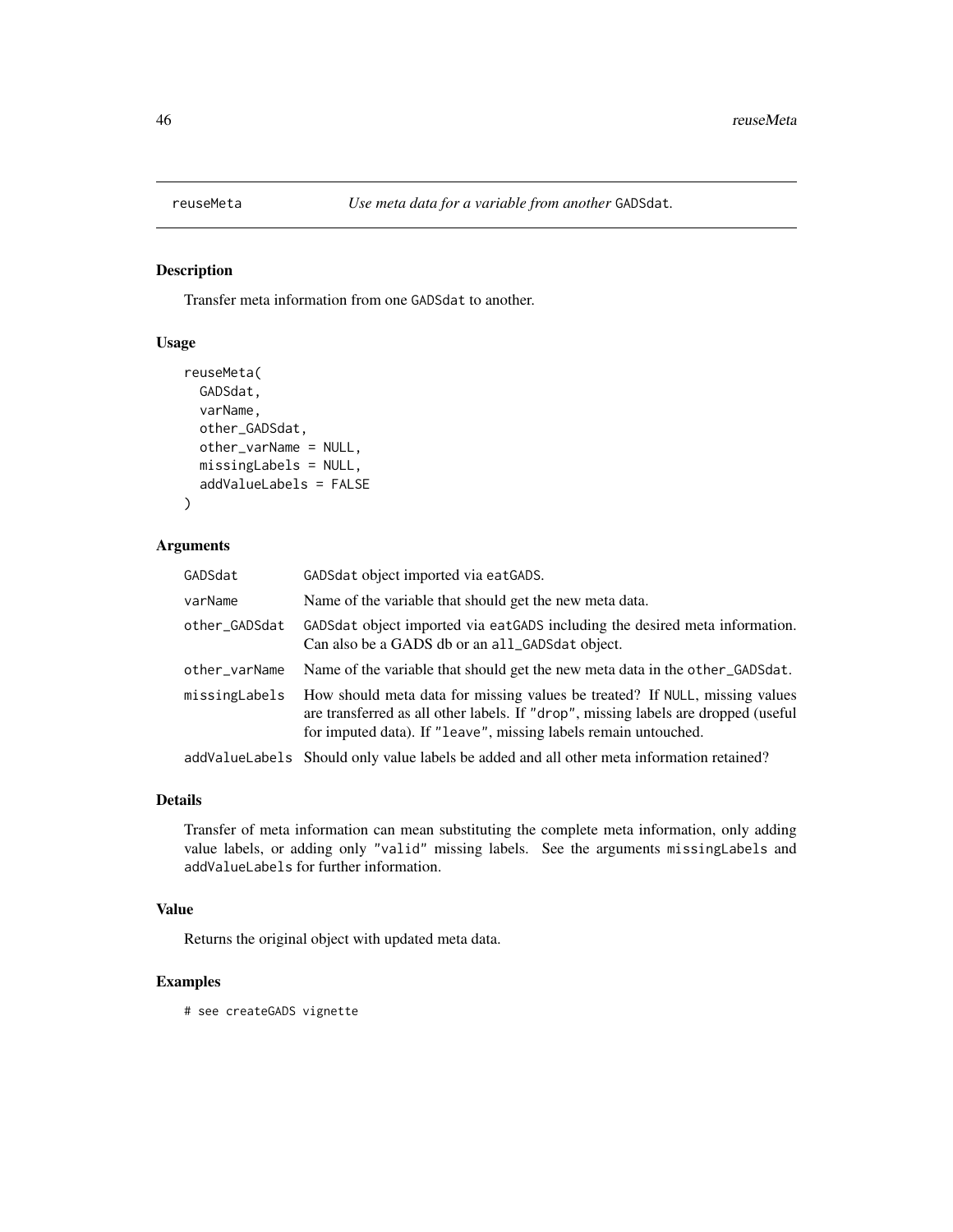## reuseMeta — *Use meta data for a variable from another* GADSdat.

### Description

Transfer meta information from one GADSdat to another.

### Usage

```
reuseMeta(
  GADSdat,
  varName,
  other_GADSdat,
  other_varName = NULL,
  missingLabels = NULL,
  addValueLabels = FALSE
)
```

### Arguments

| Argument | Description |
|---|---|
| GADSdat | GADSdat object imported via eatGADS. |
| varName | Name of the variable that should get the new meta data. |
| other_GADSdat | GADSdat object imported via eatGADS including the desired meta information. Can also be a GADS db or an all_GADSdat object. |
| other_varName | Name of the variable that should get the new meta data in the other_GADSdat. |
| missingLabels | How should meta data for missing values be treated? If NULL, missing values are transferred as all other labels. If "drop", missing labels are dropped (useful for imputed data). If "leave", missing labels remain untouched. |
| addValueLabels | Should only value labels be added and all other meta information retained? |

### Details

Transfer of meta information can mean substituting the complete meta information, only adding value labels, or adding only "valid" missing labels. See the arguments missingLabels and addValueLabels for further information.

### Value

Returns the original object with updated meta data.

### Examples

```
# see createGADS vignette
```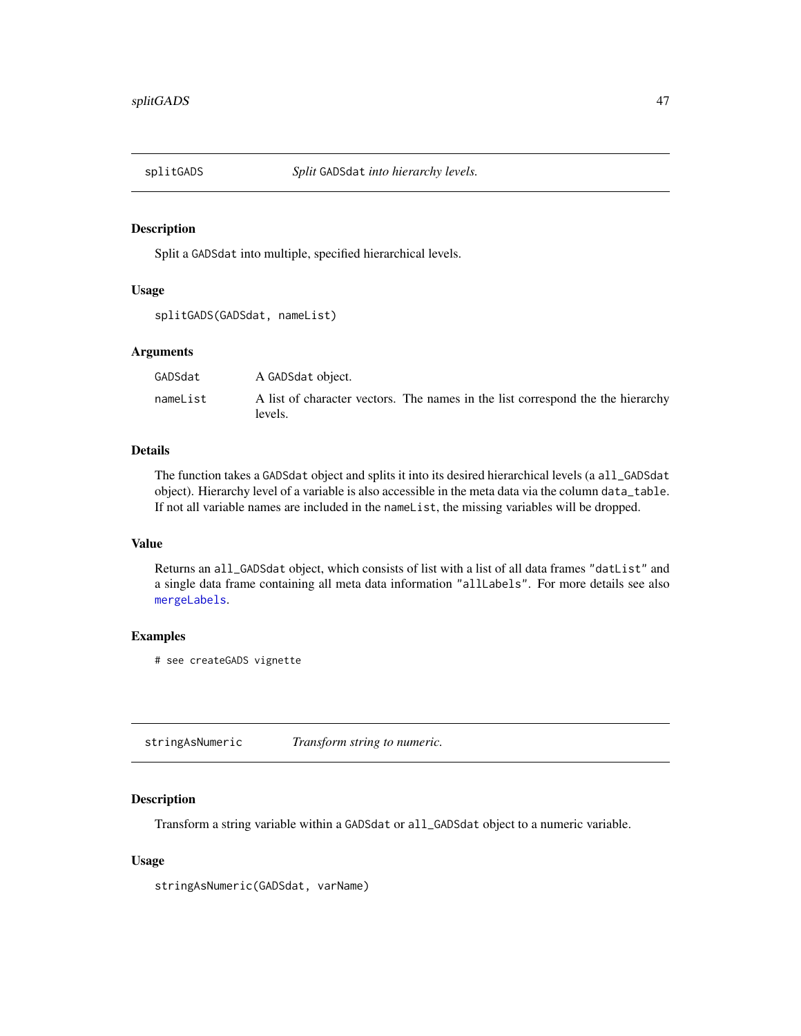## splitGADS — *Split GADSdat into hierarchy levels.*

### Description

Split a GADSdat into multiple, specified hierarchical levels.

### Usage

```
splitGADS(GADSdat, nameList)
```

### Arguments

| | |
|---|---|
| GADSdat | A GADSdat object. |
| nameList | A list of character vectors. The names in the list correspond the the hierarchy levels. |

### Details

The function takes a GADSdat object and splits it into its desired hierarchical levels (a all_GADSdat object). Hierarchy level of a variable is also accessible in the meta data via the column data_table. If not all variable names are included in the nameList, the missing variables will be dropped.

### Value

Returns an all_GADSdat object, which consists of list with a list of all data frames "datList" and a single data frame containing all meta data information "allLabels". For more details see also mergeLabels.

### Examples

```
# see createGADS vignette
```

## stringAsNumeric — *Transform string to numeric.*

### Description

Transform a string variable within a GADSdat or all_GADSdat object to a numeric variable.

### Usage

```
stringAsNumeric(GADSdat, varName)
```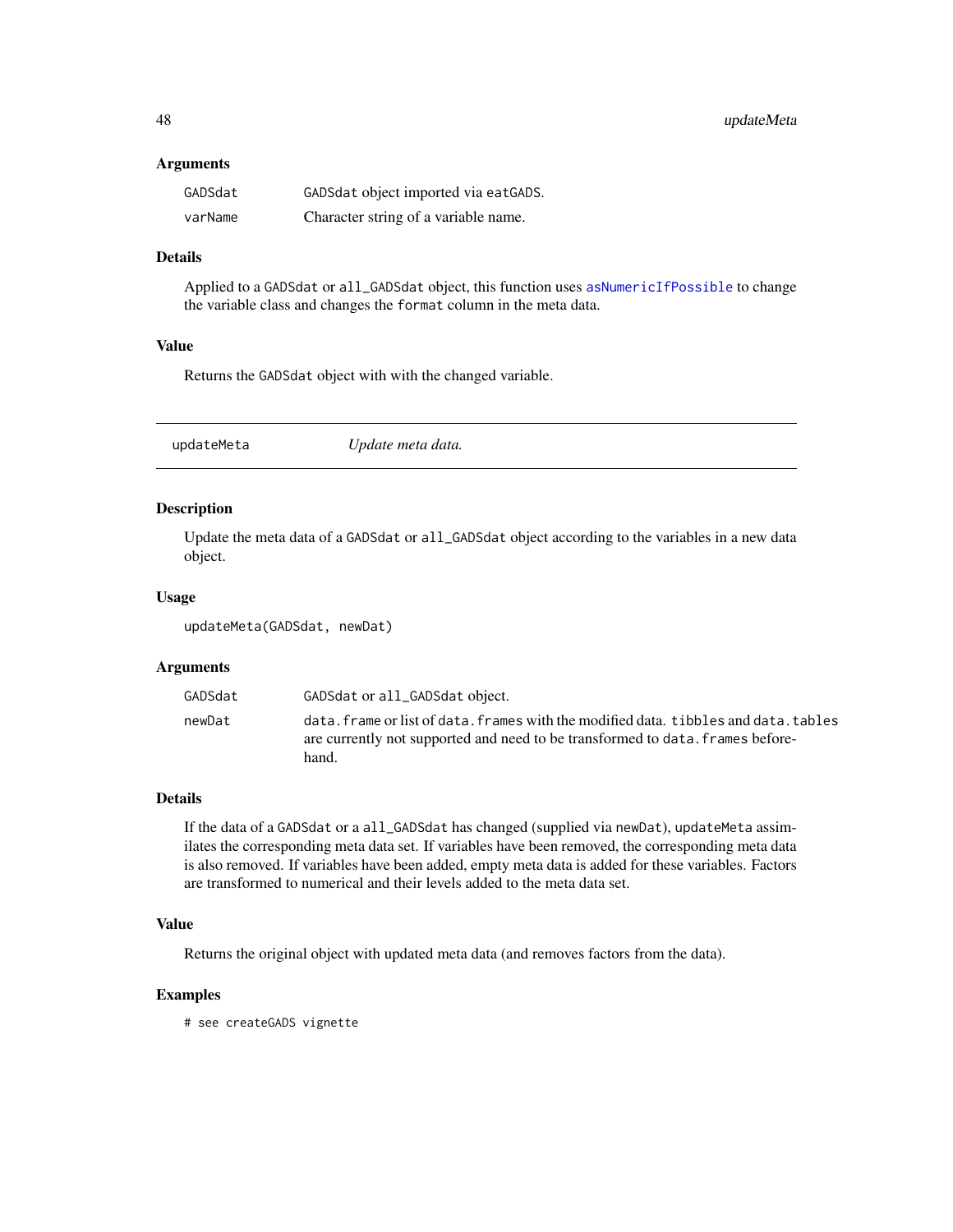### Arguments

| | |
|---|---|
| GADSdat | GADSdat object imported via eatGADS. |
| varName | Character string of a variable name. |

### Details

Applied to a GADSdat or all_GADSdat object, this function uses asNumericIfPossible to change the variable class and changes the format column in the meta data.

### Value

Returns the GADSdat object with with the changed variable.

---

## updateMeta — *Update meta data.*

---

### Description

Update the meta data of a GADSdat or all_GADSdat object according to the variables in a new data object.

### Usage

```
updateMeta(GADSdat, newDat)
```

### Arguments

| | |
|---|---|
| GADSdat | GADSdat or all_GADSdat object. |
| newDat | data.frame or list of data.frames with the modified data. tibbles and data.tables are currently not supported and need to be transformed to data.frames beforehand. |

### Details

If the data of a GADSdat or a all_GADSdat has changed (supplied via newDat), updateMeta assimilates the corresponding meta data set. If variables have been removed, the corresponding meta data is also removed. If variables have been added, empty meta data is added for these variables. Factors are transformed to numerical and their levels added to the meta data set.

### Value

Returns the original object with updated meta data (and removes factors from the data).

### Examples

```
# see createGADS vignette
```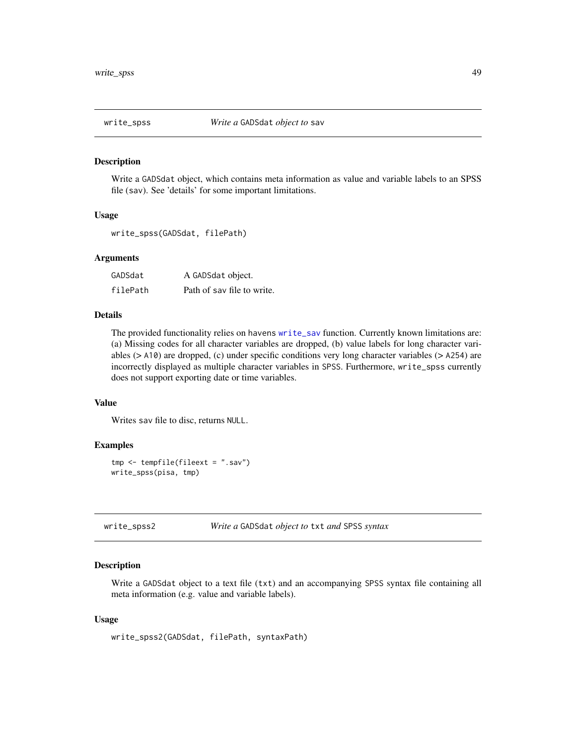## write_spss — *Write a* GADSdat *object to* sav

### Description

Write a GADSdat object, which contains meta information as value and variable labels to an SPSS file (sav). See 'details' for some important limitations.

### Usage

```
write_spss(GADSdat, filePath)
```

### Arguments

| | |
|---|---|
| GADSdat | A GADSdat object. |
| filePath | Path of sav file to write. |

### Details

The provided functionality relies on havens write_sav function. Currently known limitations are: (a) Missing codes for all character variables are dropped, (b) value labels for long character variables (> A10) are dropped, (c) under specific conditions very long character variables (> A254) are incorrectly displayed as multiple character variables in SPSS. Furthermore, write_spss currently does not support exporting date or time variables.

### Value

Writes sav file to disc, returns NULL.

### Examples

```
tmp <- tempfile(fileext = ".sav")
write_spss(pisa, tmp)
```

## write_spss2 — *Write a* GADSdat *object to* txt *and* SPSS *syntax*

### Description

Write a GADSdat object to a text file (txt) and an accompanying SPSS syntax file containing all meta information (e.g. value and variable labels).

### Usage

```
write_spss2(GADSdat, filePath, syntaxPath)
```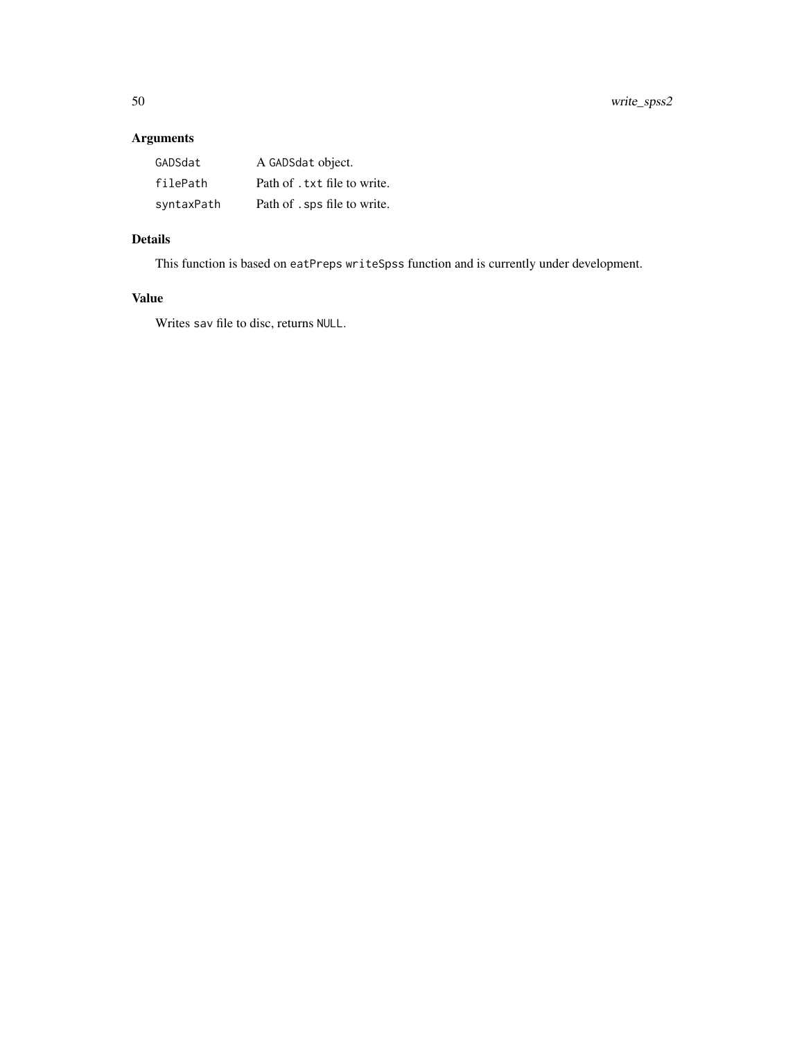## Arguments

| | |
|---|---|
| `GADSdat` | A `GADSdat` object. |
| `filePath` | Path of `.txt` file to write. |
| `syntaxPath` | Path of `.sps` file to write. |

## Details

This function is based on `eatPreps` `writeSpss` function and is currently under development.

## Value

Writes `sav` file to disc, returns `NULL`.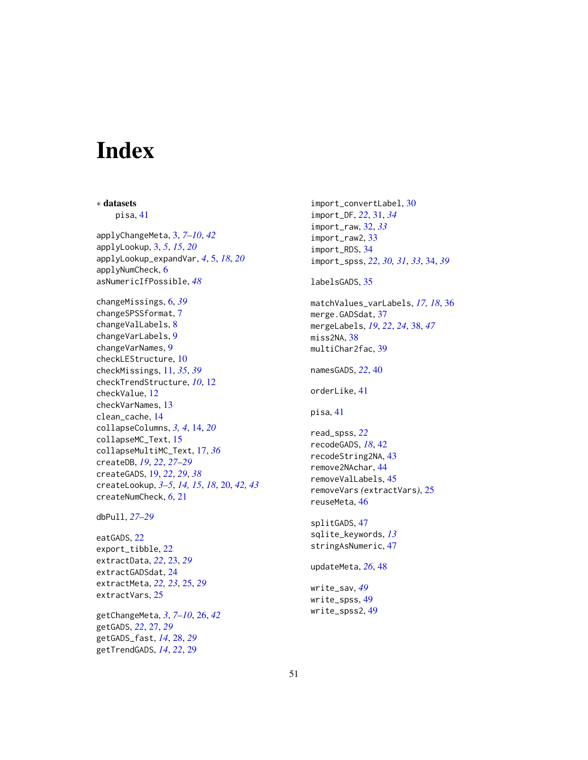# Index

∗ **datasets**
pisa, 41

applyChangeMeta, 3, *7–10*, *42*
applyLookup, 3, *5*, *15*, *20*
applyLookup_expandVar, *4*, 5, *18*, *20*
applyNumCheck, 6
asNumericIfPossible, *48*

changeMissings, 6, *39*
changeSPSSformat, 7
changeValLabels, 8
changeVarLabels, 9
changeVarNames, 9
checkLEStructure, 10
checkMissings, 11, *35*, *39*
checkTrendStructure, *10*, 12
checkValue, 12
checkVarNames, 13
clean_cache, 14
collapseColumns, *3, 4*, 14, *20*
collapseMC_Text, 15
collapseMultiMC_Text, 17, *36*
createDB, *19*, *22*, *27–29*
createGADS, 19, *22*, *29*, *38*
createLookup, *3–5*, *14, 15*, *18*, 20, *42, 43*
createNumCheck, *6*, 21

dbPull, *27–29*

eatGADS, 22
export_tibble, 22
extractData, *22*, 23, *29*
extractGADSdat, 24
extractMeta, *22, 23*, 25, *29*
extractVars, 25

getChangeMeta, *3*, *7–10*, 26, *42*
getGADS, *22*, 27, *29*
getGADS_fast, *14*, 28, *29*
getTrendGADS, *14*, *22*, 29

import_convertLabel, 30
import_DF, *22*, 31, *34*
import_raw, 32, *33*
import_raw2, 33
import_RDS, 34
import_spss, *22*, *30, 31*, *33*, 34, *39*

labelsGADS, 35

matchValues_varLabels, *17, 18*, 36
merge.GADSdat, 37
mergeLabels, *19*, *22*, *24*, 38, *47*
miss2NA, 38
multiChar2fac, 39

namesGADS, *22*, 40

orderLike, 41

pisa, 41

read_spss, *22*
recodeGADS, *18*, 42
recodeString2NA, 43
remove2NAchar, 44
removeValLabels, 45
removeVars *(extractVars)*, 25
reuseMeta, 46

splitGADS, 47
sqlite_keywords, *13*
stringAsNumeric, 47

updateMeta, *26*, 48

write_sav, *49*
write_spss, 49
write_spss2, 49